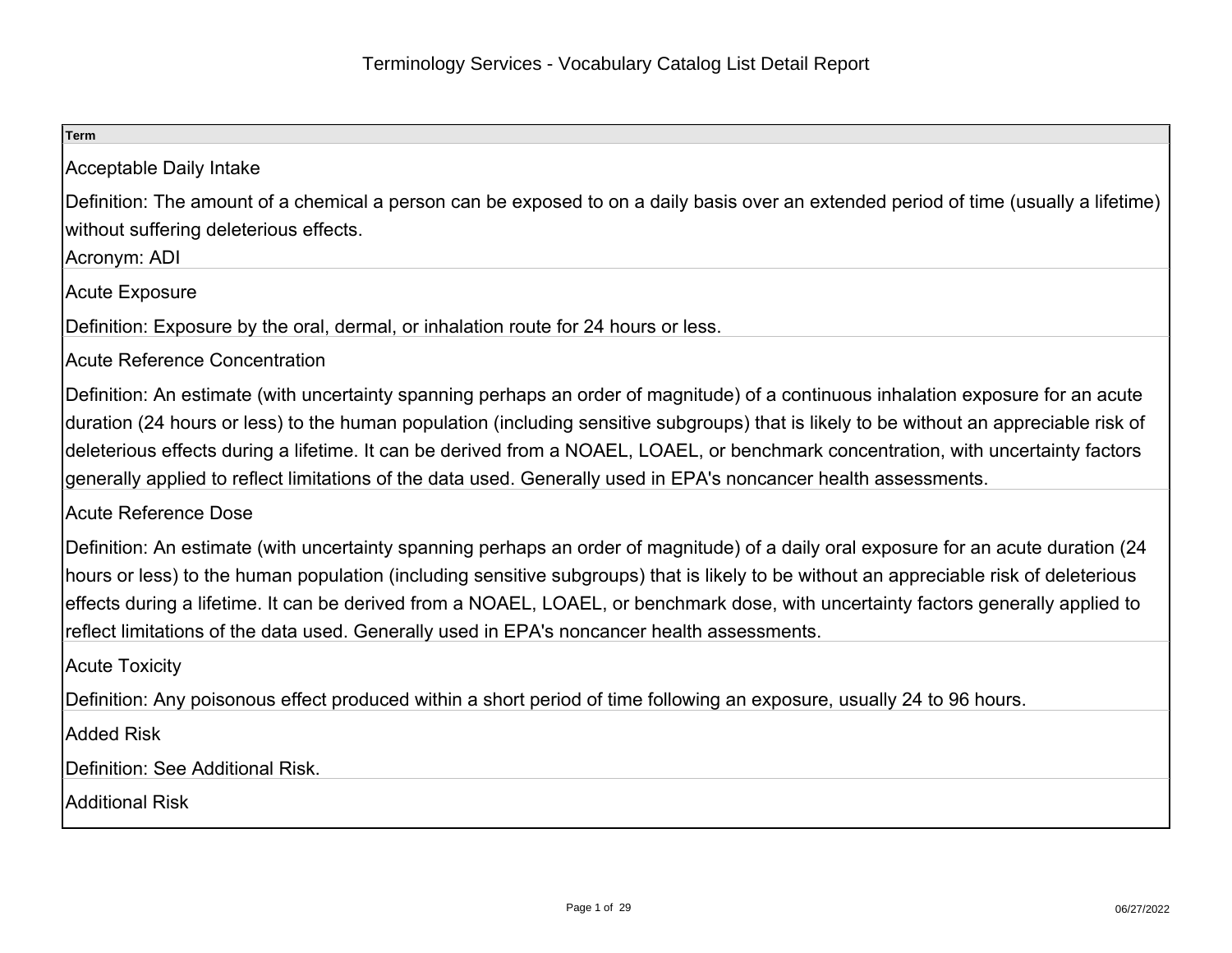# Terminology Services - Vocabulary Catalog List Detail Report

**Term**

**Acceptable Daily Intake**

Definition: The amount of a chemical a person can be exposed to on a daily basis over an extended period of time (usually a lifetime) without suffering deleterious effects.

Acronym: ADI

**Acute Exposure**

Definition: Exposure by the oral, dermal, or inhalation route for 24 hours or less.

**Acute Reference Concentration**

Definition: An estimate (with uncertainty spanning perhaps an order of magnitude) of a continuous inhalation exposure for an acute duration (24 hours or less) to the human population (including sensitive subgroups) that is likely to be without an appreciable risk of deleterious effects during a lifetime. It can be derived from a NOAEL, LOAEL, or benchmark concentration, with uncertainty factors generally applied to reflect limitations of the data used. Generally used in EPA's noncancer health assessments.

**Acute Reference Dose**

Definition: An estimate (with uncertainty spanning perhaps an order of magnitude) of a daily oral exposure for an acute duration (24 hours or less) to the human population (including sensitive subgroups) that is likely to be without an appreciable risk of deleterious effects during a lifetime. It can be derived from a NOAEL, LOAEL, or benchmark dose, with uncertainty factors generally applied to reflect limitations of the data used. Generally used in EPA's noncancer health assessments.

**Acute Toxicity**

Definition: Any poisonous effect produced within a short period of time following an exposure, usually 24 to 96 hours.

**Added Risk**

Definition: See Additional Risk.

**Additional Risk**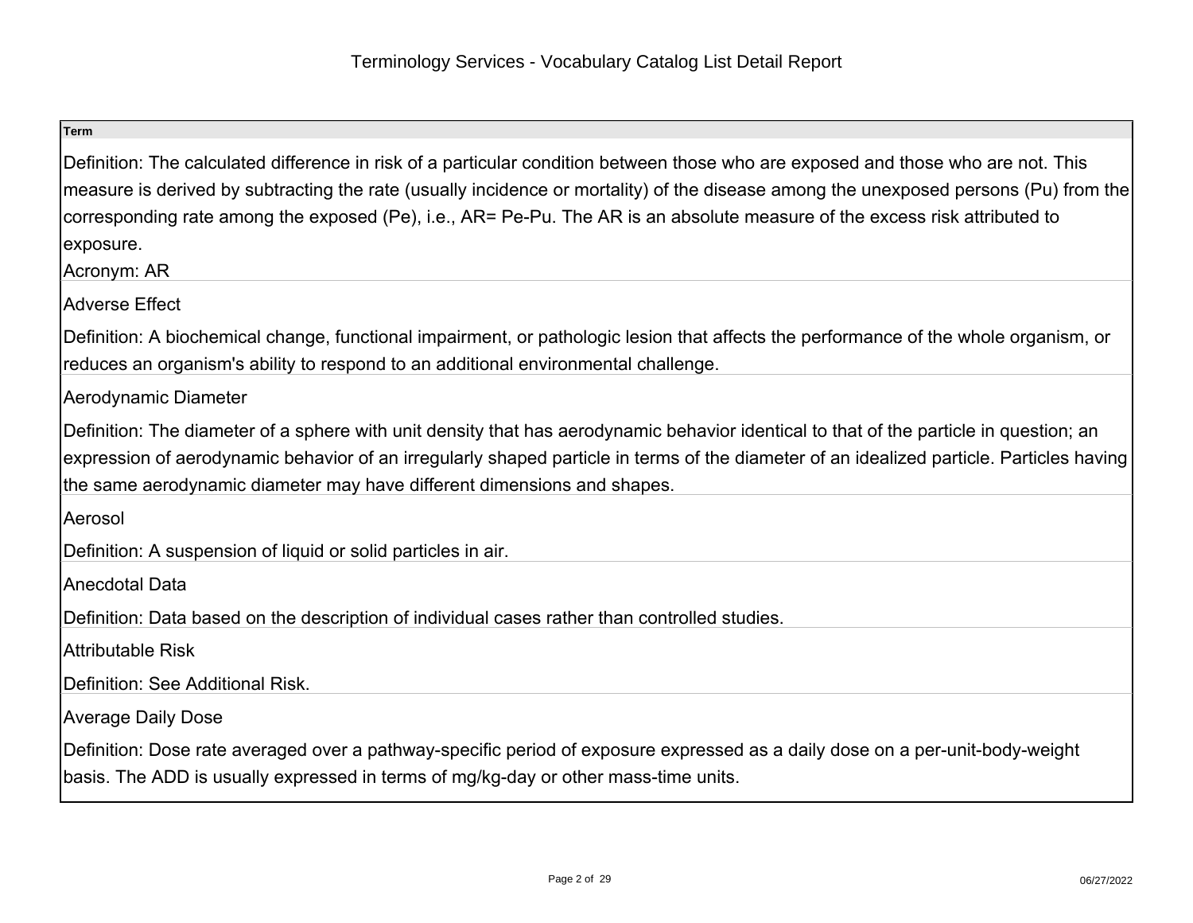# Terminology Services - Vocabulary Catalog List Detail Report

**Term**

Definition: The calculated difference in risk of a particular condition between those who are exposed and those who are not. This measure is derived by subtracting the rate (usually incidence or mortality) of the disease among the unexposed persons (Pu) from the corresponding rate among the exposed (Pe), i.e., AR= Pe-Pu. The AR is an absolute measure of the excess risk attributed to exposure.

Acronym: AR

Adverse Effect

Definition: A biochemical change, functional impairment, or pathologic lesion that affects the performance of the whole organism, or reduces an organism's ability to respond to an additional environmental challenge.

Aerodynamic Diameter

Definition: The diameter of a sphere with unit density that has aerodynamic behavior identical to that of the particle in question; an expression of aerodynamic behavior of an irregularly shaped particle in terms of the diameter of an idealized particle. Particles having the same aerodynamic diameter may have different dimensions and shapes.

Aerosol

Definition: A suspension of liquid or solid particles in air.

Anecdotal Data

Definition: Data based on the description of individual cases rather than controlled studies.

Attributable Risk

Definition: See Additional Risk.

Average Daily Dose

Definition: Dose rate averaged over a pathway-specific period of exposure expressed as a daily dose on a per-unit-body-weight basis. The ADD is usually expressed in terms of mg/kg-day or other mass-time units.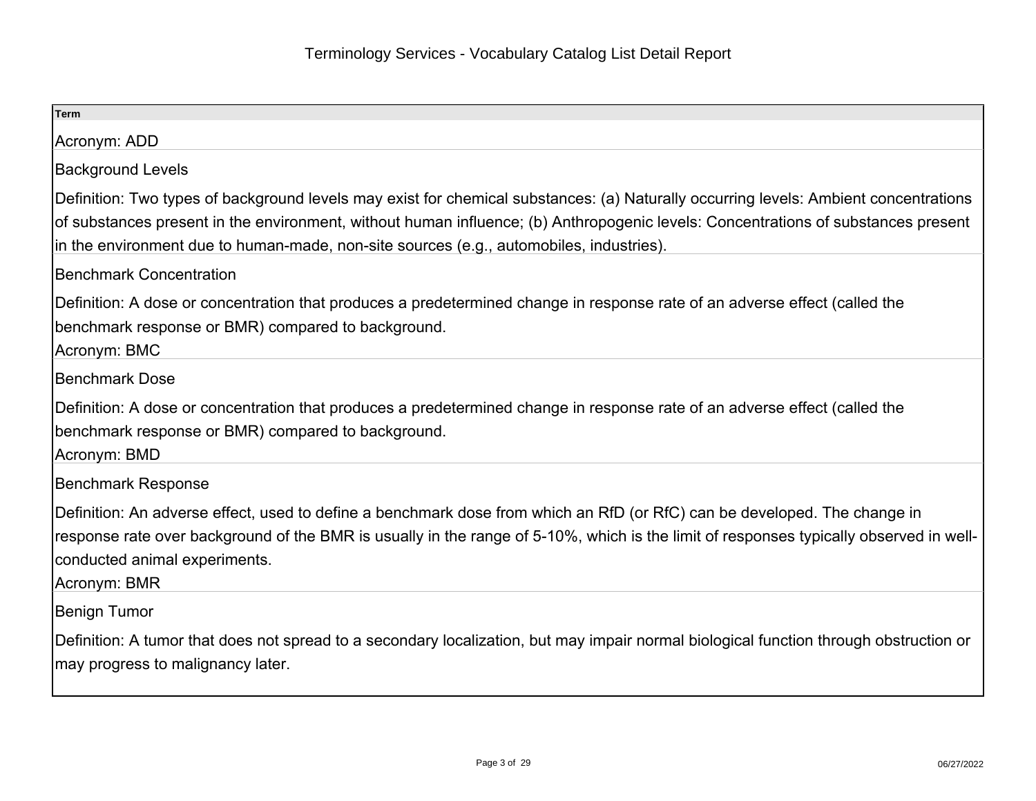# Terminology Services - Vocabulary Catalog List Detail Report

**Term**

Acronym: ADD

Background Levels

Definition: Two types of background levels may exist for chemical substances: (a) Naturally occurring levels: Ambient concentrations of substances present in the environment, without human influence; (b) Anthropogenic levels: Concentrations of substances present in the environment due to human-made, non-site sources (e.g., automobiles, industries).

Benchmark Concentration

Definition: A dose or concentration that produces a predetermined change in response rate of an adverse effect (called the benchmark response or BMR) compared to background.
Acronym: BMC

Benchmark Dose

Definition: A dose or concentration that produces a predetermined change in response rate of an adverse effect (called the benchmark response or BMR) compared to background.
Acronym: BMD

Benchmark Response

Definition: An adverse effect, used to define a benchmark dose from which an RfD (or RfC) can be developed. The change in response rate over background of the BMR is usually in the range of 5-10%, which is the limit of responses typically observed in well-conducted animal experiments.
Acronym: BMR

Benign Tumor

Definition: A tumor that does not spread to a secondary localization, but may impair normal biological function through obstruction or may progress to malignancy later.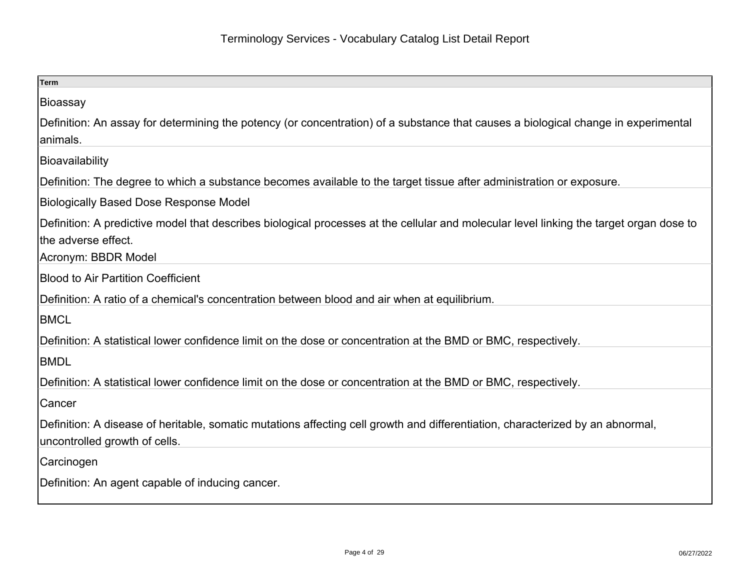# Terminology Services - Vocabulary Catalog List Detail Report

| Term |
| --- |
| Bioassay<br><br>Definition: An assay for determining the potency (or concentration) of a substance that causes a biological change in experimental animals. |
| Bioavailability<br><br>Definition: The degree to which a substance becomes available to the target tissue after administration or exposure. |
| Biologically Based Dose Response Model<br><br>Definition: A predictive model that describes biological processes at the cellular and molecular level linking the target organ dose to the adverse effect.<br>Acronym: BBDR Model |
| Blood to Air Partition Coefficient<br><br>Definition: A ratio of a chemical's concentration between blood and air when at equilibrium. |
| BMCL<br><br>Definition: A statistical lower confidence limit on the dose or concentration at the BMD or BMC, respectively. |
| BMDL<br><br>Definition: A statistical lower confidence limit on the dose or concentration at the BMD or BMC, respectively. |
| Cancer<br><br>Definition: A disease of heritable, somatic mutations affecting cell growth and differentiation, characterized by an abnormal, uncontrolled growth of cells. |
| Carcinogen<br><br>Definition: An agent capable of inducing cancer. |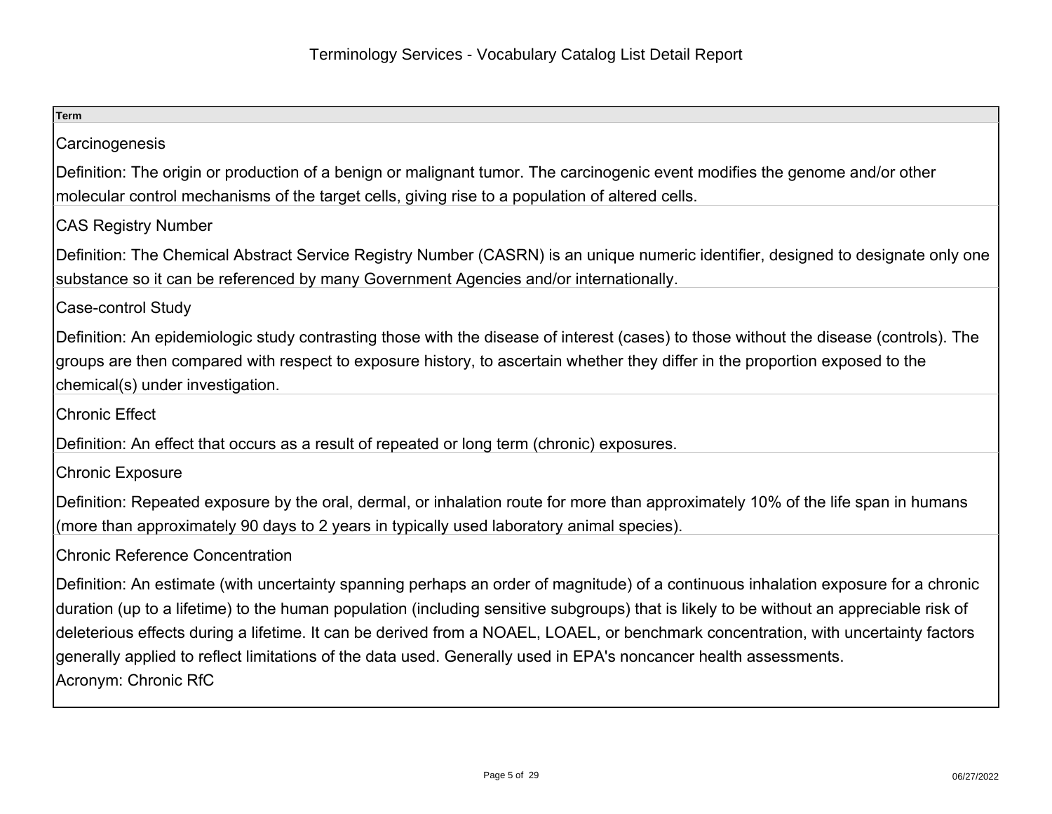# Terminology Services - Vocabulary Catalog List Detail Report

**Term**

Carcinogenesis

Definition: The origin or production of a benign or malignant tumor. The carcinogenic event modifies the genome and/or other molecular control mechanisms of the target cells, giving rise to a population of altered cells.

CAS Registry Number

Definition: The Chemical Abstract Service Registry Number (CASRN) is an unique numeric identifier, designed to designate only one substance so it can be referenced by many Government Agencies and/or internationally.

Case-control Study

Definition: An epidemiologic study contrasting those with the disease of interest (cases) to those without the disease (controls). The groups are then compared with respect to exposure history, to ascertain whether they differ in the proportion exposed to the chemical(s) under investigation.

Chronic Effect

Definition: An effect that occurs as a result of repeated or long term (chronic) exposures.

Chronic Exposure

Definition: Repeated exposure by the oral, dermal, or inhalation route for more than approximately 10% of the life span in humans (more than approximately 90 days to 2 years in typically used laboratory animal species).

Chronic Reference Concentration

Definition: An estimate (with uncertainty spanning perhaps an order of magnitude) of a continuous inhalation exposure for a chronic duration (up to a lifetime) to the human population (including sensitive subgroups) that is likely to be without an appreciable risk of deleterious effects during a lifetime. It can be derived from a NOAEL, LOAEL, or benchmark concentration, with uncertainty factors generally applied to reflect limitations of the data used. Generally used in EPA's noncancer health assessments.
Acronym: Chronic RfC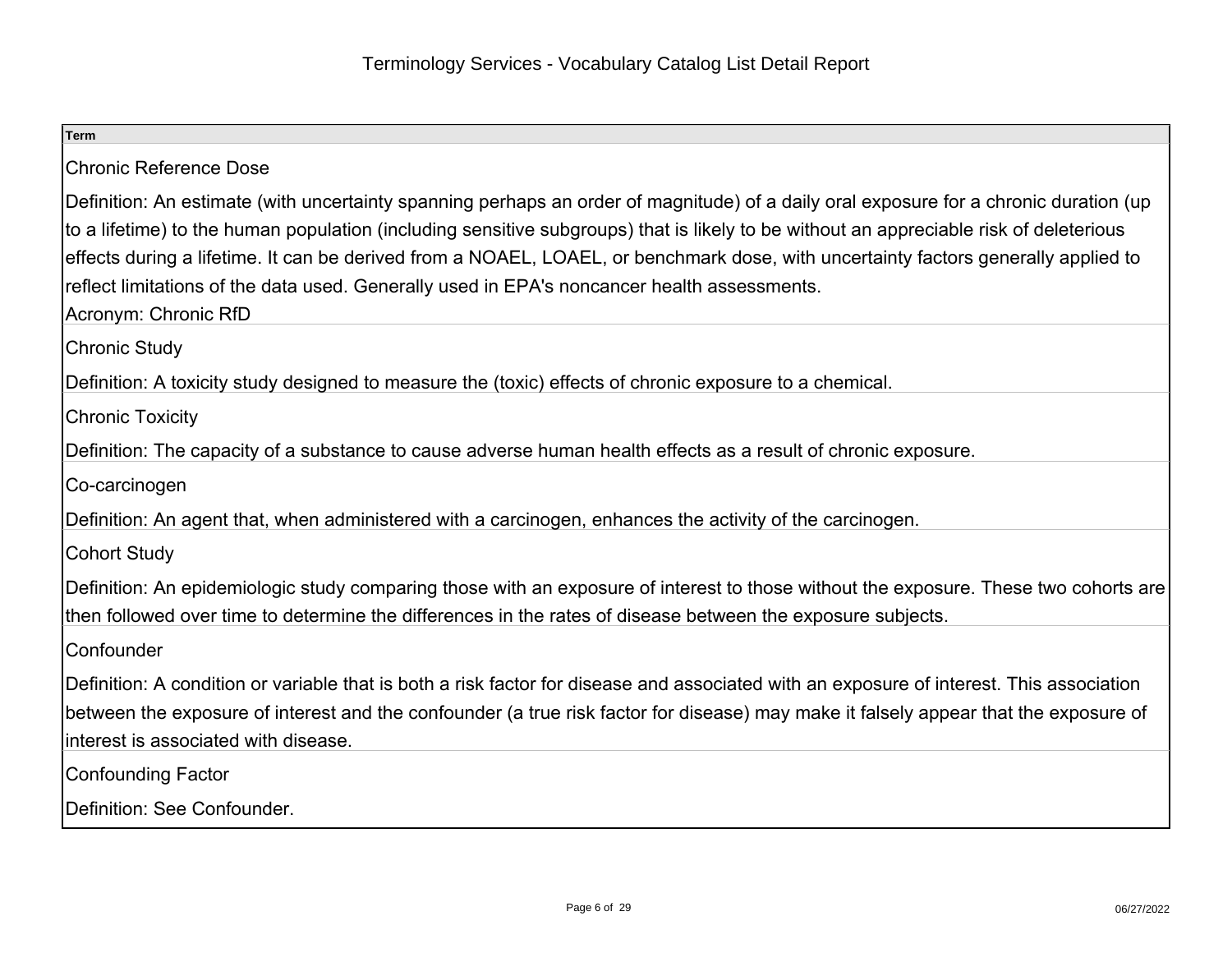| Term |
| --- |
| Chronic Reference Dose<br><br>Definition: An estimate (with uncertainty spanning perhaps an order of magnitude) of a daily oral exposure for a chronic duration (up to a lifetime) to the human population (including sensitive subgroups) that is likely to be without an appreciable risk of deleterious effects during a lifetime. It can be derived from a NOAEL, LOAEL, or benchmark dose, with uncertainty factors generally applied to reflect limitations of the data used. Generally used in EPA's noncancer health assessments.<br>Acronym: Chronic RfD |
| Chronic Study<br><br>Definition: A toxicity study designed to measure the (toxic) effects of chronic exposure to a chemical. |
| Chronic Toxicity<br><br>Definition: The capacity of a substance to cause adverse human health effects as a result of chronic exposure. |
| Co-carcinogen<br><br>Definition: An agent that, when administered with a carcinogen, enhances the activity of the carcinogen. |
| Cohort Study<br><br>Definition: An epidemiologic study comparing those with an exposure of interest to those without the exposure. These two cohorts are then followed over time to determine the differences in the rates of disease between the exposure subjects. |
| Confounder<br><br>Definition: A condition or variable that is both a risk factor for disease and associated with an exposure of interest. This association between the exposure of interest and the confounder (a true risk factor for disease) may make it falsely appear that the exposure of interest is associated with disease. |
| Confounding Factor<br><br>Definition: See Confounder. |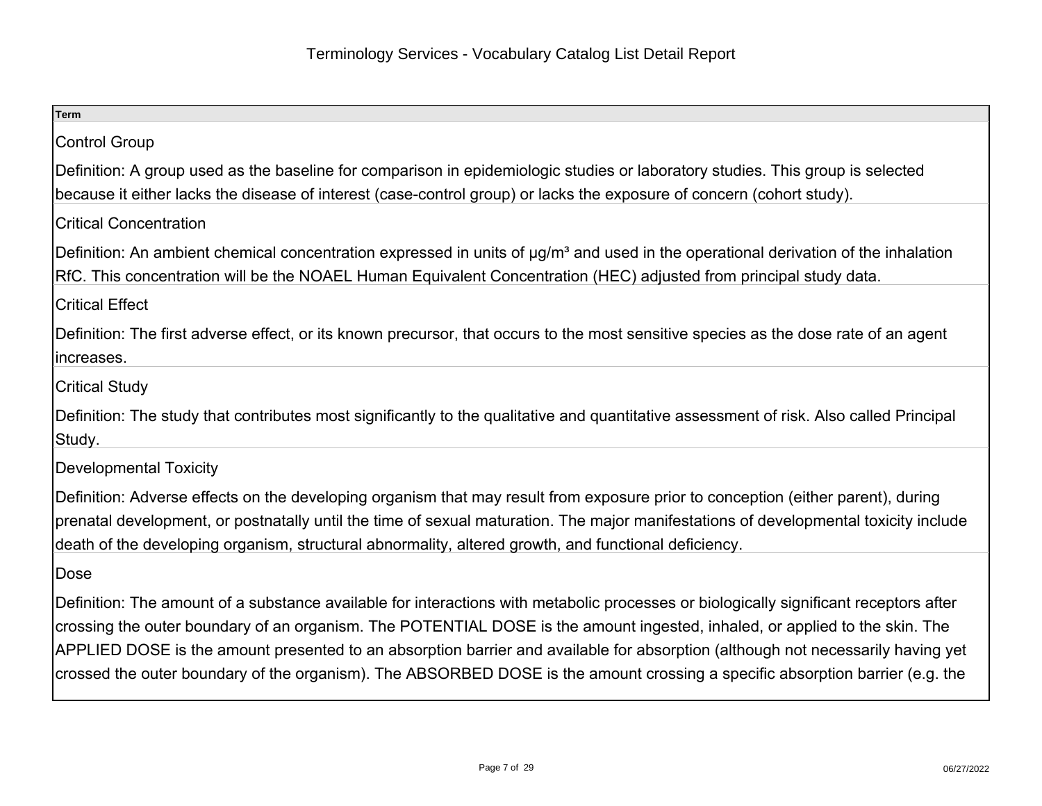| Term |
| --- |
| Control Group<br><br>Definition: A group used as the baseline for comparison in epidemiologic studies or laboratory studies. This group is selected because it either lacks the disease of interest (case-control group) or lacks the exposure of concern (cohort study). |
| Critical Concentration<br><br>Definition: An ambient chemical concentration expressed in units of $\mu g/m^3$ and used in the operational derivation of the inhalation RfC. This concentration will be the NOAEL Human Equivalent Concentration (HEC) adjusted from principal study data. |
| Critical Effect<br><br>Definition: The first adverse effect, or its known precursor, that occurs to the most sensitive species as the dose rate of an agent increases. |
| Critical Study<br><br>Definition: The study that contributes most significantly to the qualitative and quantitative assessment of risk. Also called Principal Study. |
| Developmental Toxicity<br><br>Definition: Adverse effects on the developing organism that may result from exposure prior to conception (either parent), during prenatal development, or postnatally until the time of sexual maturation. The major manifestations of developmental toxicity include death of the developing organism, structural abnormality, altered growth, and functional deficiency. |
| Dose<br><br>Definition: The amount of a substance available for interactions with metabolic processes or biologically significant receptors after crossing the outer boundary of an organism. The POTENTIAL DOSE is the amount ingested, inhaled, or applied to the skin. The APPLIED DOSE is the amount presented to an absorption barrier and available for absorption (although not necessarily having yet crossed the outer boundary of the organism). The ABSORBED DOSE is the amount crossing a specific absorption barrier (e.g. the |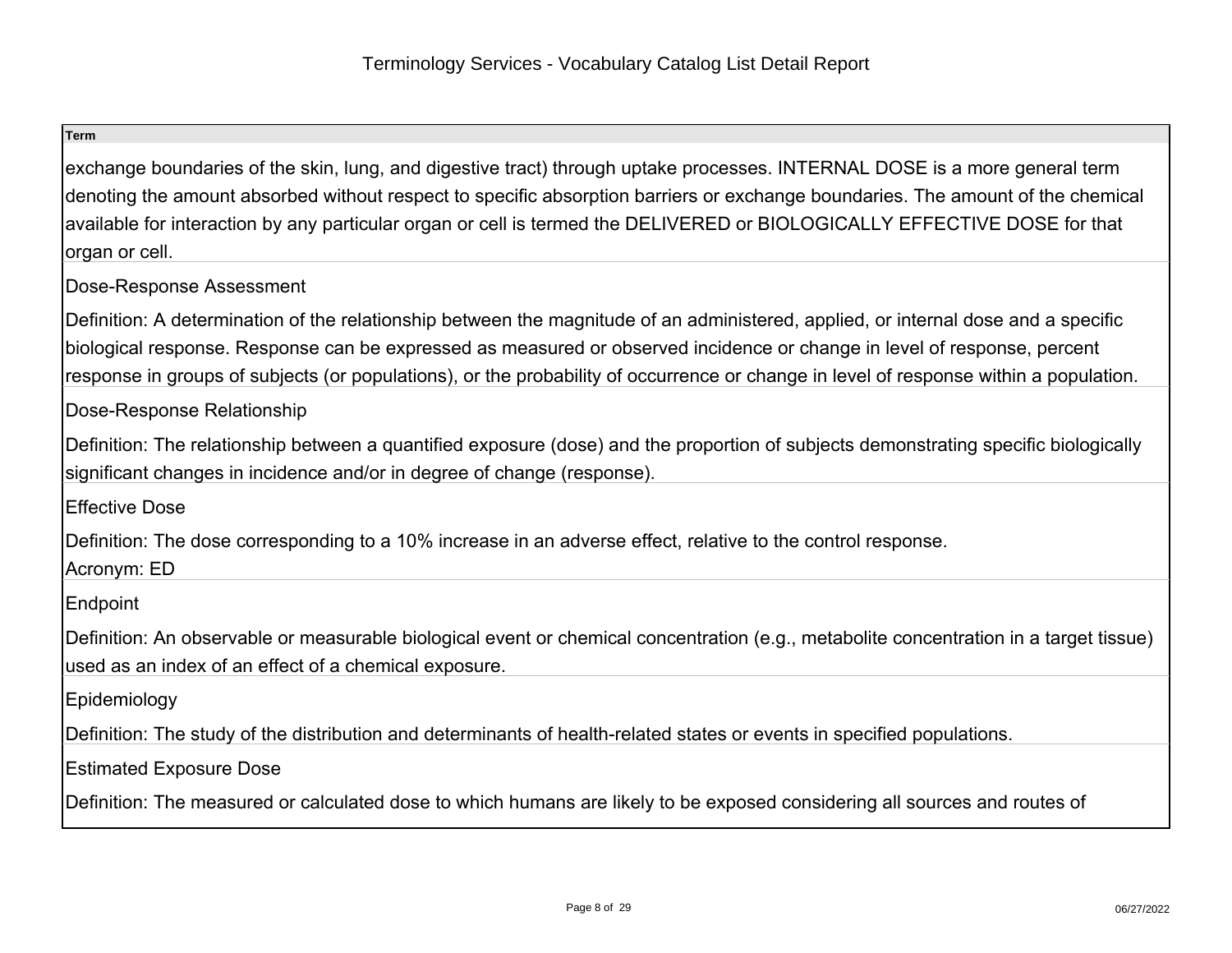**Term**

exchange boundaries of the skin, lung, and digestive tract) through uptake processes. INTERNAL DOSE is a more general term denoting the amount absorbed without respect to specific absorption barriers or exchange boundaries. The amount of the chemical available for interaction by any particular organ or cell is termed the DELIVERED or BIOLOGICALLY EFFECTIVE DOSE for that organ or cell.

Dose-Response Assessment

Definition: A determination of the relationship between the magnitude of an administered, applied, or internal dose and a specific biological response. Response can be expressed as measured or observed incidence or change in level of response, percent response in groups of subjects (or populations), or the probability of occurrence or change in level of response within a population.

Dose-Response Relationship

Definition: The relationship between a quantified exposure (dose) and the proportion of subjects demonstrating specific biologically significant changes in incidence and/or in degree of change (response).

Effective Dose

Definition: The dose corresponding to a 10% increase in an adverse effect, relative to the control response.
Acronym: ED

Endpoint

Definition: An observable or measurable biological event or chemical concentration (e.g., metabolite concentration in a target tissue) used as an index of an effect of a chemical exposure.

Epidemiology

Definition: The study of the distribution and determinants of health-related states or events in specified populations.

Estimated Exposure Dose

Definition: The measured or calculated dose to which humans are likely to be exposed considering all sources and routes of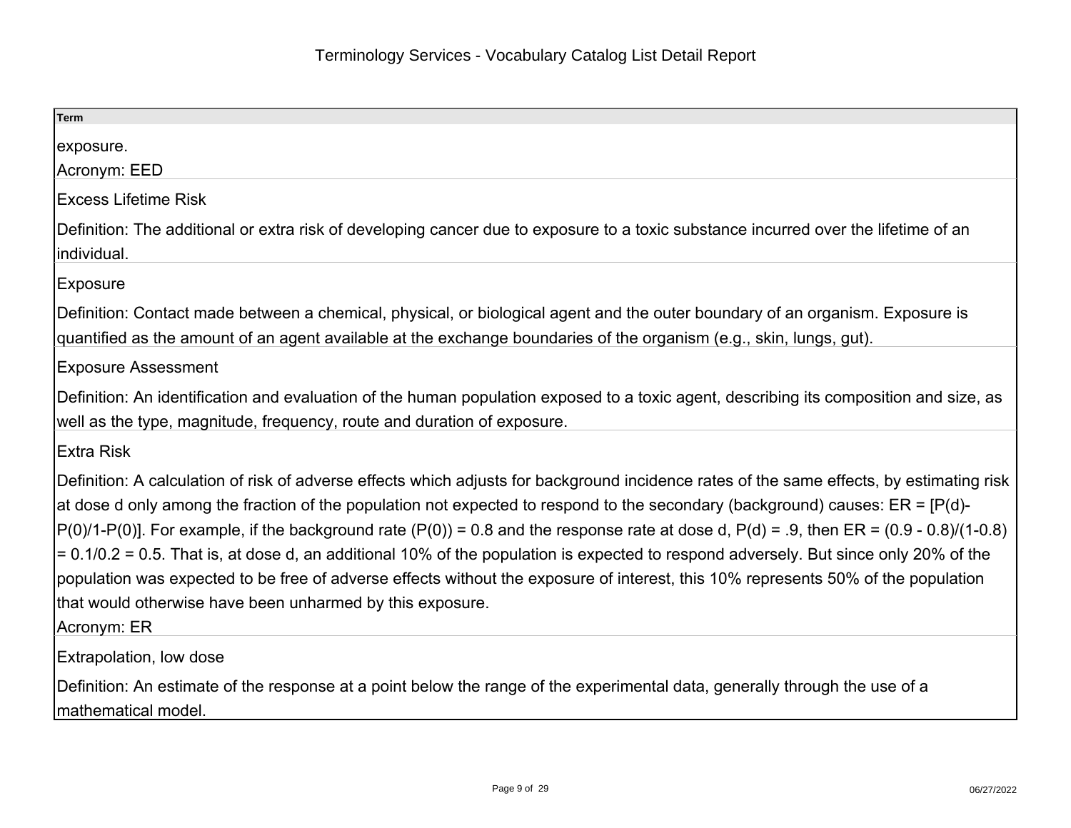| Term |
| --- |
| exposure.<br>Acronym: EED |
| Excess Lifetime Risk |
| Definition: The additional or extra risk of developing cancer due to exposure to a toxic substance incurred over the lifetime of an individual. |
| Exposure |
| Definition: Contact made between a chemical, physical, or biological agent and the outer boundary of an organism. Exposure is quantified as the amount of an agent available at the exchange boundaries of the organism (e.g., skin, lungs, gut). |
| Exposure Assessment |
| Definition: An identification and evaluation of the human population exposed to a toxic agent, describing its composition and size, as well as the type, magnitude, frequency, route and duration of exposure. |
| Extra Risk |
| Definition: A calculation of risk of adverse effects which adjusts for background incidence rates of the same effects, by estimating risk at dose d only among the fraction of the population not expected to respond to the secondary (background) causes: ER = [P(d)-P(0)/1-P(0)]. For example, if the background rate (P(0)) = 0.8 and the response rate at dose d, P(d) = .9, then ER = (0.9 - 0.8)/(1-0.8) = 0.1/0.2 = 0.5. That is, at dose d, an additional 10% of the population is expected to respond adversely. But since only 20% of the population was expected to be free of adverse effects without the exposure of interest, this 10% represents 50% of the population that would otherwise have been unharmed by this exposure.<br>Acronym: ER |
| Extrapolation, low dose |
| Definition: An estimate of the response at a point below the range of the experimental data, generally through the use of a mathematical model. |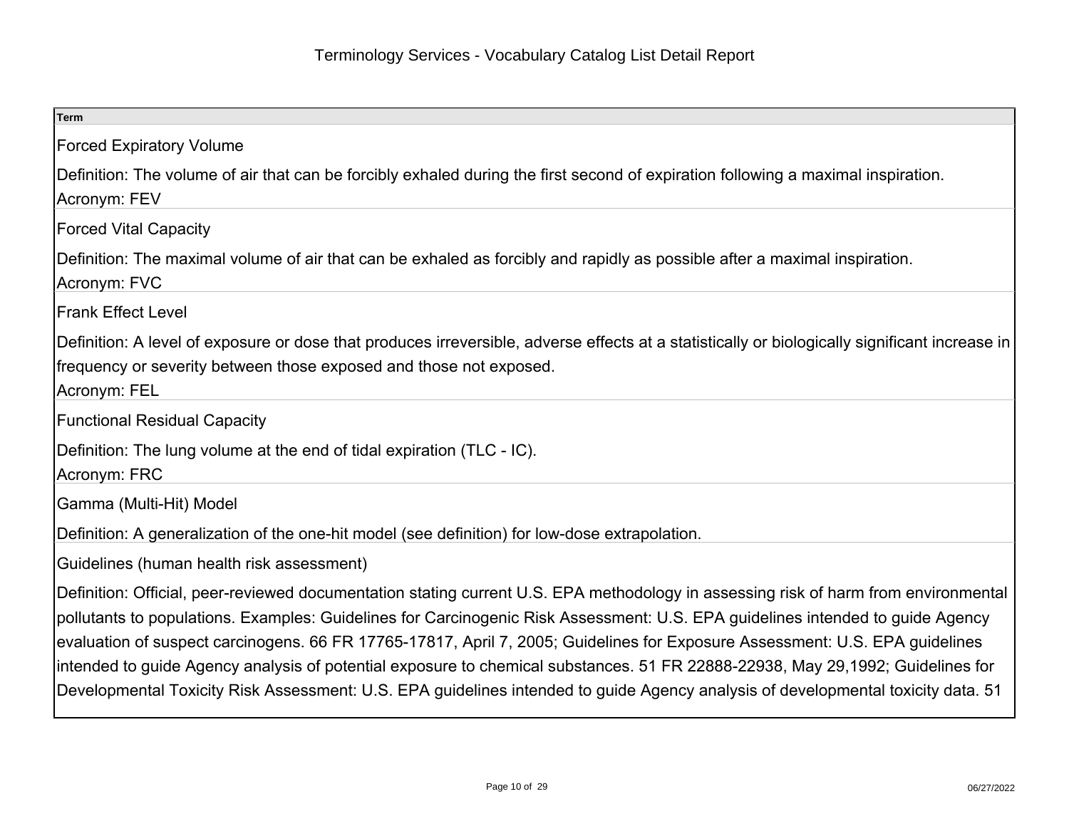| Term |
| --- |
| Forced Expiratory Volume<br><br>Definition: The volume of air that can be forcibly exhaled during the first second of expiration following a maximal inspiration.<br>Acronym: FEV |
| Forced Vital Capacity<br><br>Definition: The maximal volume of air that can be exhaled as forcibly and rapidly as possible after a maximal inspiration.<br>Acronym: FVC |
| Frank Effect Level<br><br>Definition: A level of exposure or dose that produces irreversible, adverse effects at a statistically or biologically significant increase in frequency or severity between those exposed and those not exposed.<br>Acronym: FEL |
| Functional Residual Capacity<br><br>Definition: The lung volume at the end of tidal expiration (TLC - IC).<br>Acronym: FRC |
| Gamma (Multi-Hit) Model<br><br>Definition: A generalization of the one-hit model (see definition) for low-dose extrapolation. |
| Guidelines (human health risk assessment)<br><br>Definition: Official, peer-reviewed documentation stating current U.S. EPA methodology in assessing risk of harm from environmental pollutants to populations. Examples: Guidelines for Carcinogenic Risk Assessment: U.S. EPA guidelines intended to guide Agency evaluation of suspect carcinogens. 66 FR 17765-17817, April 7, 2005; Guidelines for Exposure Assessment: U.S. EPA guidelines intended to guide Agency analysis of potential exposure to chemical substances. 51 FR 22888-22938, May 29,1992; Guidelines for Developmental Toxicity Risk Assessment: U.S. EPA guidelines intended to guide Agency analysis of developmental toxicity data. 51 |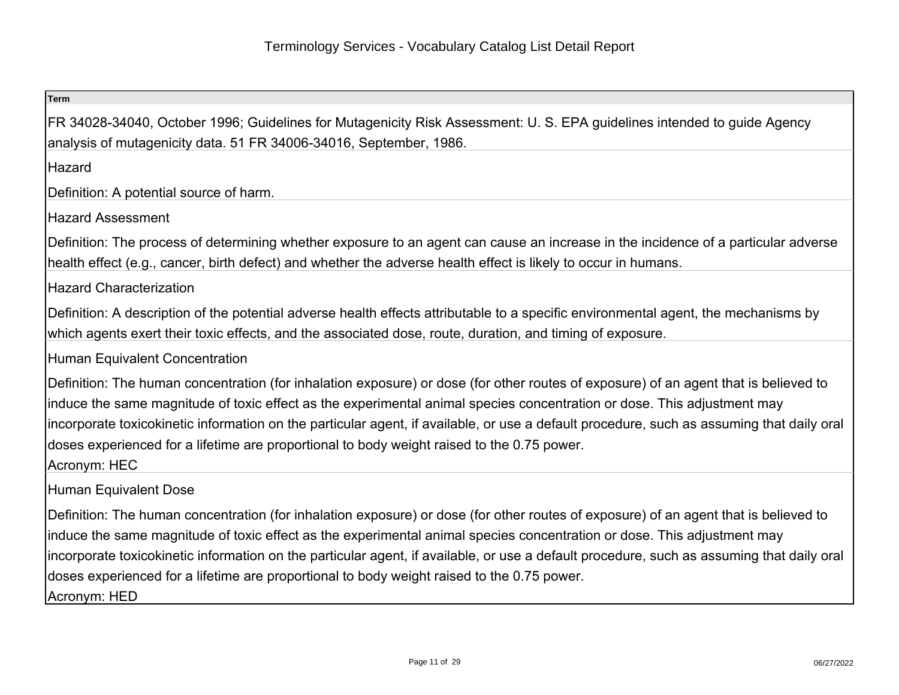**Term**

FR 34028-34040, October 1996; Guidelines for Mutagenicity Risk Assessment: U. S. EPA guidelines intended to guide Agency analysis of mutagenicity data. 51 FR 34006-34016, September, 1986.

Hazard

Definition: A potential source of harm.

Hazard Assessment

Definition: The process of determining whether exposure to an agent can cause an increase in the incidence of a particular adverse health effect (e.g., cancer, birth defect) and whether the adverse health effect is likely to occur in humans.

Hazard Characterization

Definition: A description of the potential adverse health effects attributable to a specific environmental agent, the mechanisms by which agents exert their toxic effects, and the associated dose, route, duration, and timing of exposure.

Human Equivalent Concentration

Definition: The human concentration (for inhalation exposure) or dose (for other routes of exposure) of an agent that is believed to induce the same magnitude of toxic effect as the experimental animal species concentration or dose. This adjustment may incorporate toxicokinetic information on the particular agent, if available, or use a default procedure, such as assuming that daily oral doses experienced for a lifetime are proportional to body weight raised to the 0.75 power.
Acronym: HEC

Human Equivalent Dose

Definition: The human concentration (for inhalation exposure) or dose (for other routes of exposure) of an agent that is believed to induce the same magnitude of toxic effect as the experimental animal species concentration or dose. This adjustment may incorporate toxicokinetic information on the particular agent, if available, or use a default procedure, such as assuming that daily oral doses experienced for a lifetime are proportional to body weight raised to the 0.75 power.
Acronym: HED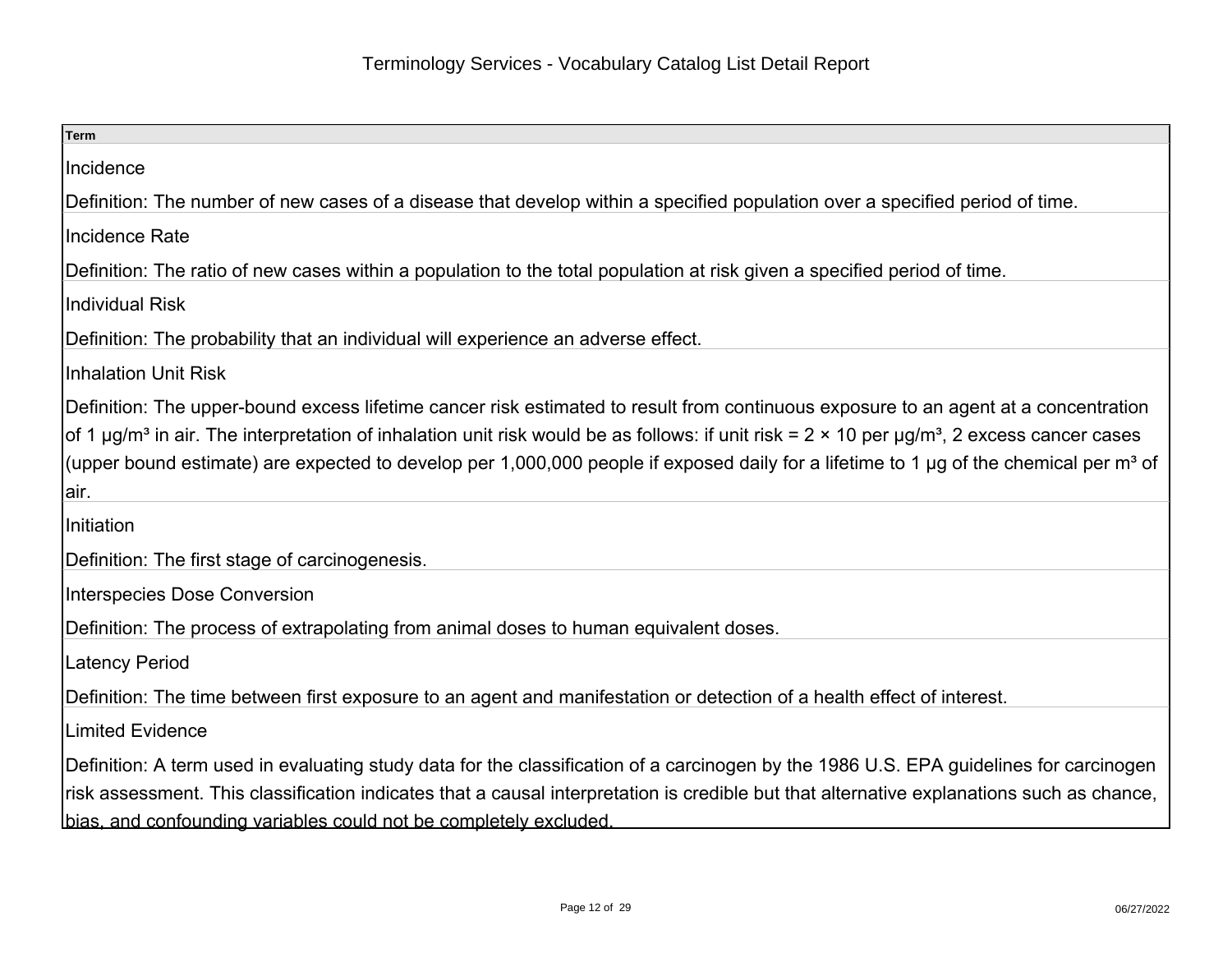# Terminology Services - Vocabulary Catalog List Detail Report

| Term |
| --- |
| Incidence<br><br>Definition: The number of new cases of a disease that develop within a specified population over a specified period of time. |
| Incidence Rate<br><br>Definition: The ratio of new cases within a population to the total population at risk given a specified period of time. |
| Individual Risk<br><br>Definition: The probability that an individual will experience an adverse effect. |
| Inhalation Unit Risk<br><br>Definition: The upper-bound excess lifetime cancer risk estimated to result from continuous exposure to an agent at a concentration of 1 µg/$m^3$ in air. The interpretation of inhalation unit risk would be as follows: if unit risk = 2 × 10 per µg/$m^3$, 2 excess cancer cases (upper bound estimate) are expected to develop per 1,000,000 people if exposed daily for a lifetime to 1 µg of the chemical per $m^3$ of air. |
| Initiation<br><br>Definition: The first stage of carcinogenesis. |
| Interspecies Dose Conversion<br><br>Definition: The process of extrapolating from animal doses to human equivalent doses. |
| Latency Period<br><br>Definition: The time between first exposure to an agent and manifestation or detection of a health effect of interest. |
| Limited Evidence<br><br>Definition: A term used in evaluating study data for the classification of a carcinogen by the 1986 U.S. EPA guidelines for carcinogen risk assessment. This classification indicates that a causal interpretation is credible but that alternative explanations such as chance, bias, and confounding variables could not be completely excluded. |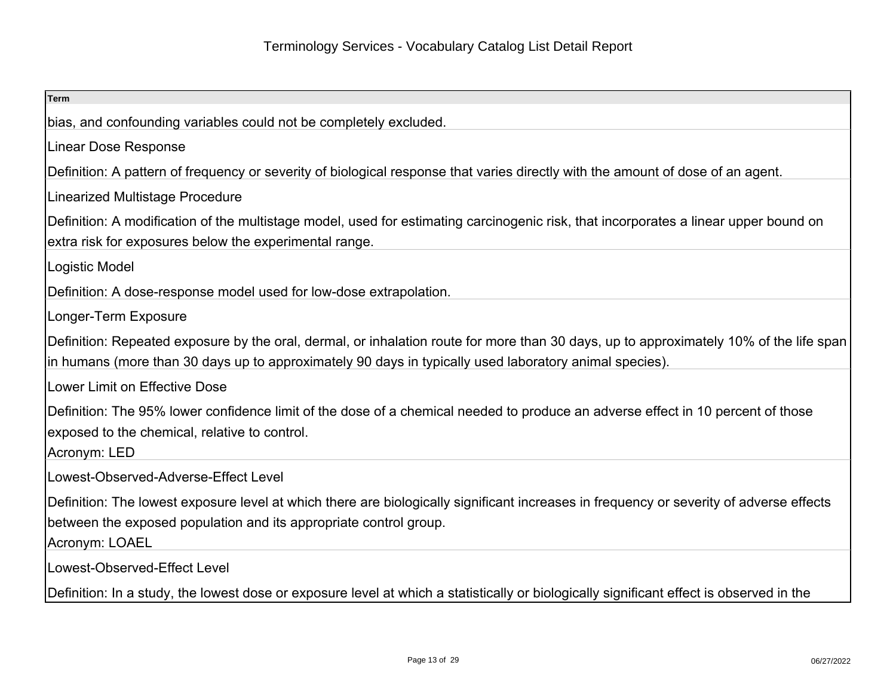| Term |
|---|
| bias, and confounding variables could not be completely excluded. |
| Linear Dose Response<br>Definition: A pattern of frequency or severity of biological response that varies directly with the amount of dose of an agent. |
| Linearized Multistage Procedure<br>Definition: A modification of the multistage model, used for estimating carcinogenic risk, that incorporates a linear upper bound on extra risk for exposures below the experimental range. |
| Logistic Model<br>Definition: A dose-response model used for low-dose extrapolation. |
| Longer-Term Exposure<br>Definition: Repeated exposure by the oral, dermal, or inhalation route for more than 30 days, up to approximately 10% of the life span in humans (more than 30 days up to approximately 90 days in typically used laboratory animal species). |
| Lower Limit on Effective Dose<br>Definition: The 95% lower confidence limit of the dose of a chemical needed to produce an adverse effect in 10 percent of those exposed to the chemical, relative to control.<br>Acronym: LED |
| Lowest-Observed-Adverse-Effect Level<br>Definition: The lowest exposure level at which there are biologically significant increases in frequency or severity of adverse effects between the exposed population and its appropriate control group.<br>Acronym: LOAEL |
| Lowest-Observed-Effect Level<br>Definition: In a study, the lowest dose or exposure level at which a statistically or biologically significant effect is observed in the |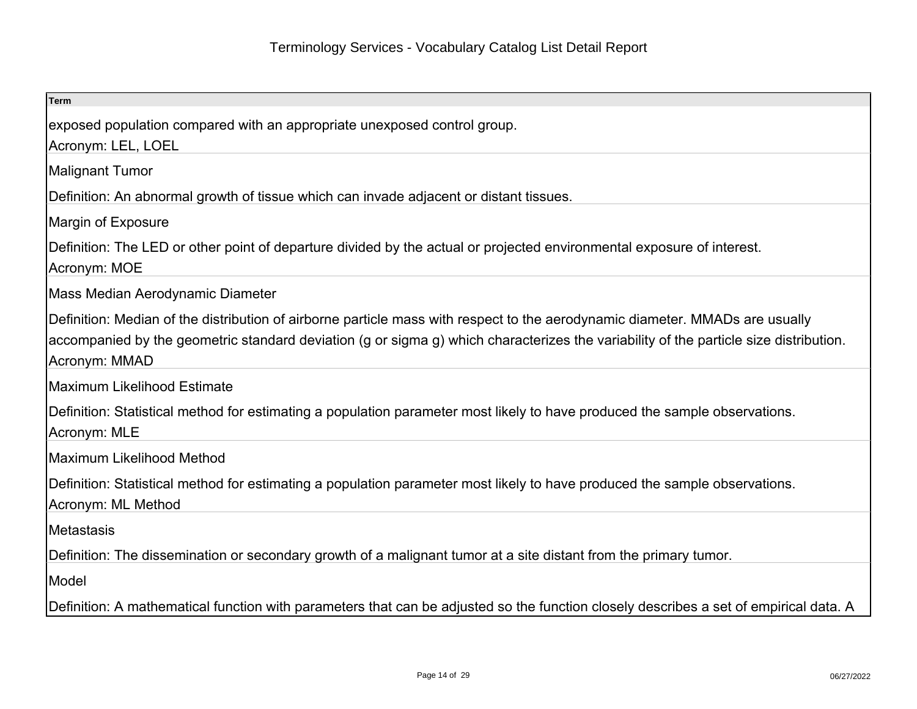| Term |
| --- |
| exposed population compared with an appropriate unexposed control group.<br>Acronym: LEL, LOEL |
| Malignant Tumor |
| Definition: An abnormal growth of tissue which can invade adjacent or distant tissues. |
| Margin of Exposure |
| Definition: The LED or other point of departure divided by the actual or projected environmental exposure of interest.<br>Acronym: MOE |
| Mass Median Aerodynamic Diameter |
| Definition: Median of the distribution of airborne particle mass with respect to the aerodynamic diameter. MMADs are usually accompanied by the geometric standard deviation (g or sigma g) which characterizes the variability of the particle size distribution.<br>Acronym: MMAD |
| Maximum Likelihood Estimate |
| Definition: Statistical method for estimating a population parameter most likely to have produced the sample observations.<br>Acronym: MLE |
| Maximum Likelihood Method |
| Definition: Statistical method for estimating a population parameter most likely to have produced the sample observations.<br>Acronym: ML Method |
| Metastasis |
| Definition: The dissemination or secondary growth of a malignant tumor at a site distant from the primary tumor. |
| Model |
| Definition: A mathematical function with parameters that can be adjusted so the function closely describes a set of empirical data. A |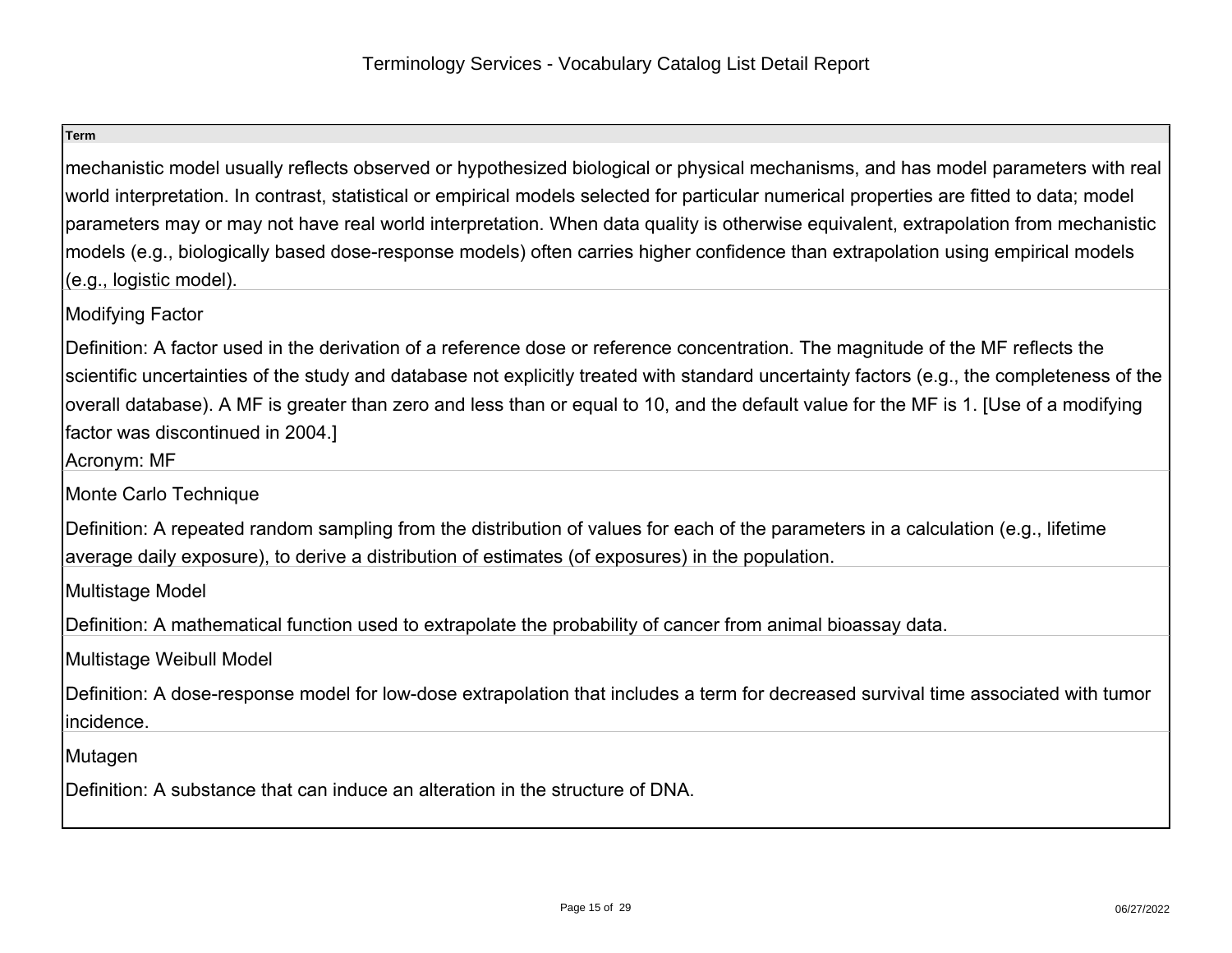| Term |
| --- |
| mechanistic model usually reflects observed or hypothesized biological or physical mechanisms, and has model parameters with real world interpretation. In contrast, statistical or empirical models selected for particular numerical properties are fitted to data; model parameters may or may not have real world interpretation. When data quality is otherwise equivalent, extrapolation from mechanistic models (e.g., biologically based dose-response models) often carries higher confidence than extrapolation using empirical models (e.g., logistic model). |
| Modifying Factor<br><br>Definition: A factor used in the derivation of a reference dose or reference concentration. The magnitude of the MF reflects the scientific uncertainties of the study and database not explicitly treated with standard uncertainty factors (e.g., the completeness of the overall database). A MF is greater than zero and less than or equal to 10, and the default value for the MF is 1. [Use of a modifying factor was discontinued in 2004.]<br>Acronym: MF |
| Monte Carlo Technique<br><br>Definition: A repeated random sampling from the distribution of values for each of the parameters in a calculation (e.g., lifetime average daily exposure), to derive a distribution of estimates (of exposures) in the population. |
| Multistage Model<br><br>Definition: A mathematical function used to extrapolate the probability of cancer from animal bioassay data. |
| Multistage Weibull Model<br><br>Definition: A dose-response model for low-dose extrapolation that includes a term for decreased survival time associated with tumor incidence. |
| Mutagen<br><br>Definition: A substance that can induce an alteration in the structure of DNA. |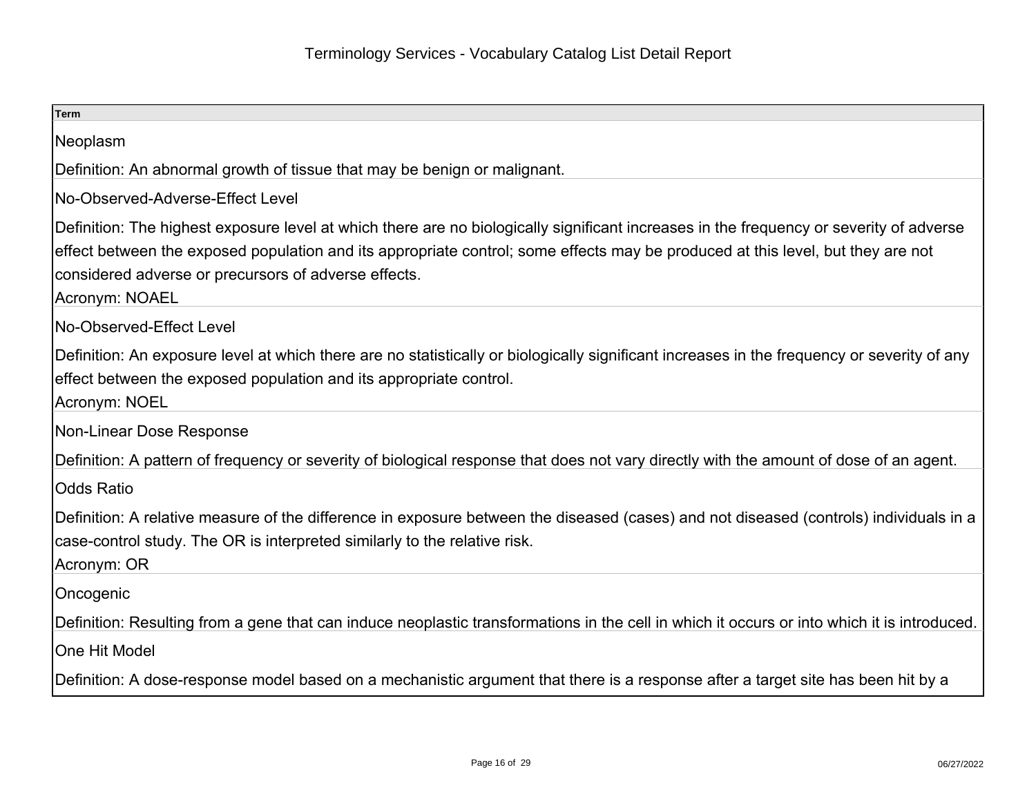# Terminology Services - Vocabulary Catalog List Detail Report

| Term |
|---|
| Neoplasm<br><br>Definition: An abnormal growth of tissue that may be benign or malignant. |
| No-Observed-Adverse-Effect Level<br><br>Definition: The highest exposure level at which there are no biologically significant increases in the frequency or severity of adverse effect between the exposed population and its appropriate control; some effects may be produced at this level, but they are not considered adverse or precursors of adverse effects.<br>Acronym: NOAEL |
| No-Observed-Effect Level<br><br>Definition: An exposure level at which there are no statistically or biologically significant increases in the frequency or severity of any effect between the exposed population and its appropriate control.<br>Acronym: NOEL |
| Non-Linear Dose Response<br><br>Definition: A pattern of frequency or severity of biological response that does not vary directly with the amount of dose of an agent. |
| Odds Ratio<br><br>Definition: A relative measure of the difference in exposure between the diseased (cases) and not diseased (controls) individuals in a case-control study. The OR is interpreted similarly to the relative risk.<br>Acronym: OR |
| Oncogenic<br><br>Definition: Resulting from a gene that can induce neoplastic transformations in the cell in which it occurs or into which it is introduced. |
| One Hit Model<br><br>Definition: A dose-response model based on a mechanistic argument that there is a response after a target site has been hit by a |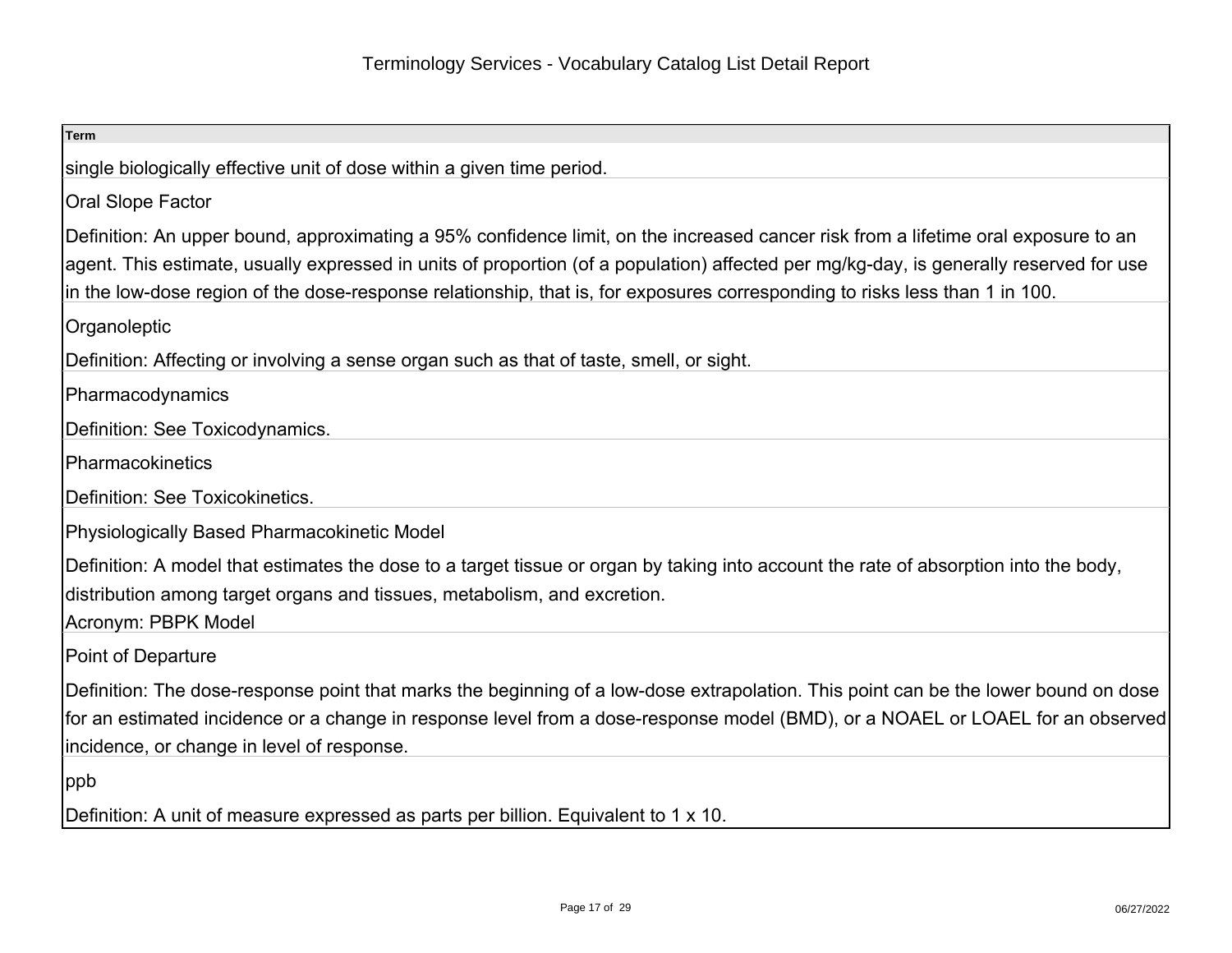| Term |
| --- |
| single biologically effective unit of dose within a given time period. |
| Oral Slope Factor |
| Definition: An upper bound, approximating a 95% confidence limit, on the increased cancer risk from a lifetime oral exposure to an agent. This estimate, usually expressed in units of proportion (of a population) affected per mg/kg-day, is generally reserved for use in the low-dose region of the dose-response relationship, that is, for exposures corresponding to risks less than 1 in 100. |
| Organoleptic |
| Definition: Affecting or involving a sense organ such as that of taste, smell, or sight. |
| Pharmacodynamics |
| Definition: See Toxicodynamics. |
| Pharmacokinetics |
| Definition: See Toxicokinetics. |
| Physiologically Based Pharmacokinetic Model |
| Definition: A model that estimates the dose to a target tissue or organ by taking into account the rate of absorption into the body, distribution among target organs and tissues, metabolism, and excretion.<br>Acronym: PBPK Model |
| Point of Departure |
| Definition: The dose-response point that marks the beginning of a low-dose extrapolation. This point can be the lower bound on dose for an estimated incidence or a change in response level from a dose-response model (BMD), or a NOAEL or LOAEL for an observed incidence, or change in level of response. |
| ppb |
| Definition: A unit of measure expressed as parts per billion. Equivalent to 1 x 10. |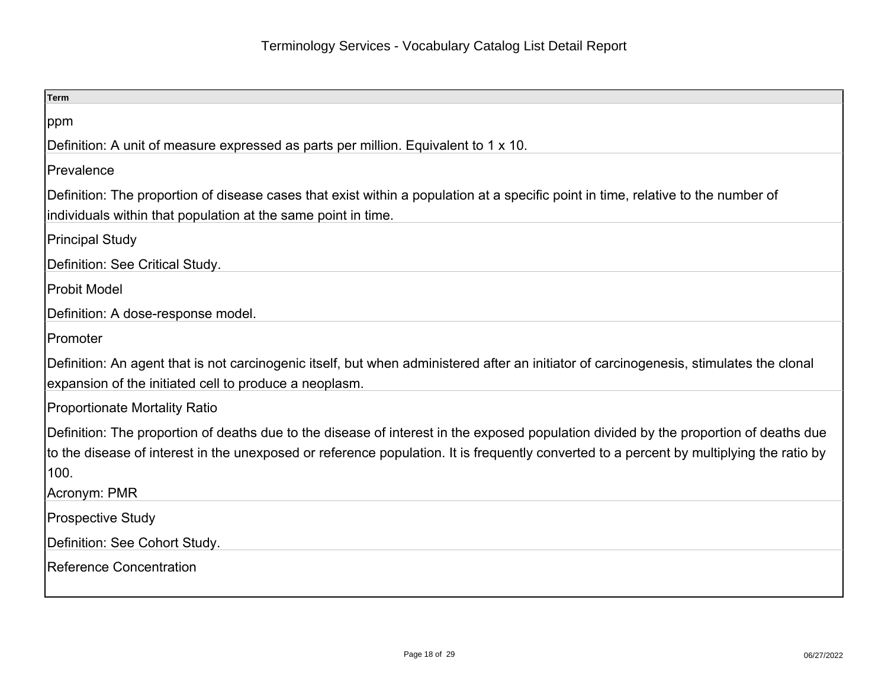# Terminology Services - Vocabulary Catalog List Detail Report

| Term |
| --- |
| ppm<br><br>Definition: A unit of measure expressed as parts per million. Equivalent to 1 x 10. |
| Prevalence<br><br>Definition: The proportion of disease cases that exist within a population at a specific point in time, relative to the number of individuals within that population at the same point in time. |
| Principal Study<br><br>Definition: See Critical Study. |
| Probit Model<br><br>Definition: A dose-response model. |
| Promoter<br><br>Definition: An agent that is not carcinogenic itself, but when administered after an initiator of carcinogenesis, stimulates the clonal expansion of the initiated cell to produce a neoplasm. |
| Proportionate Mortality Ratio<br><br>Definition: The proportion of deaths due to the disease of interest in the exposed population divided by the proportion of deaths due to the disease of interest in the unexposed or reference population. It is frequently converted to a percent by multiplying the ratio by 100.<br>Acronym: PMR |
| Prospective Study<br><br>Definition: See Cohort Study. |
| Reference Concentration |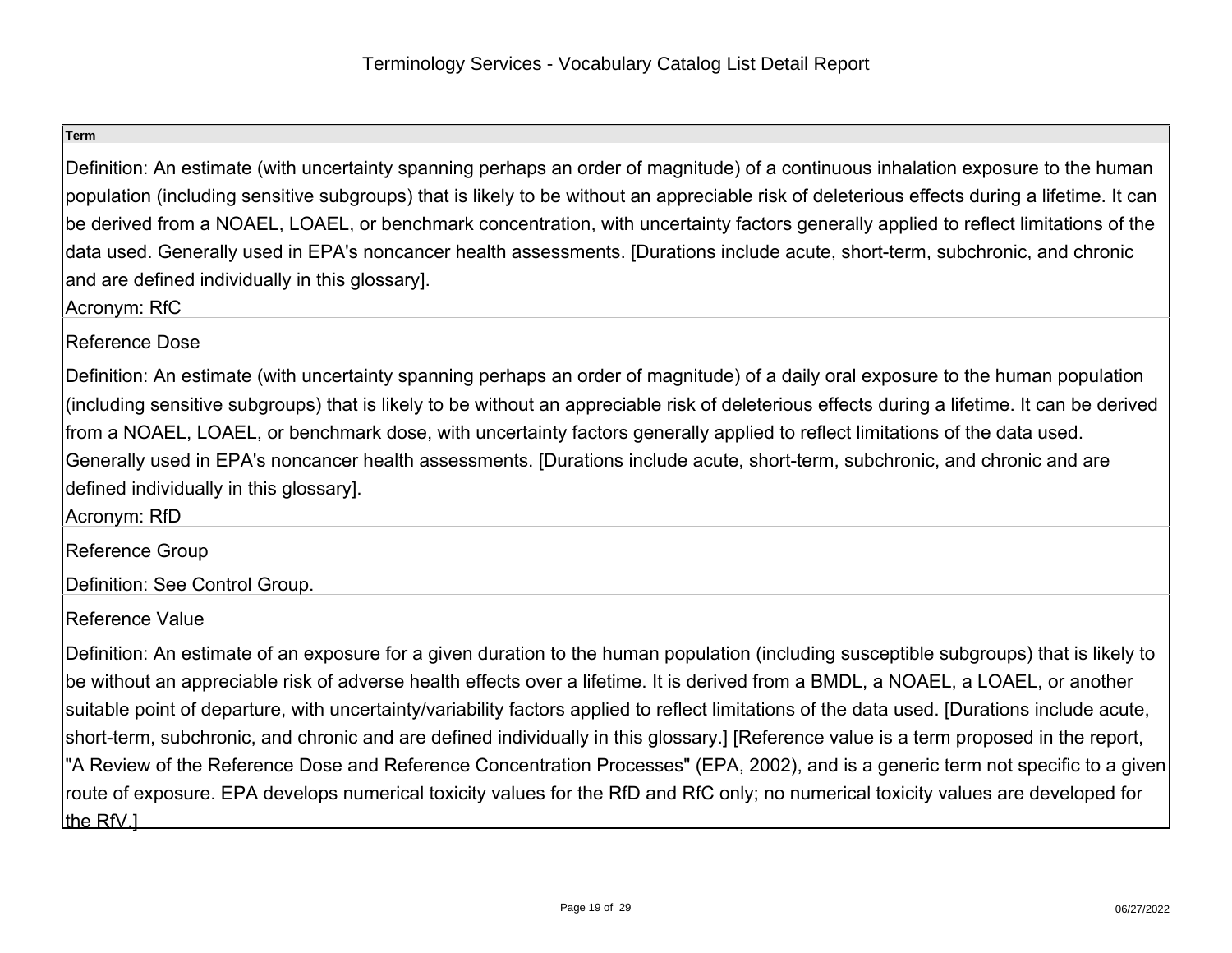**Term**

Definition: An estimate (with uncertainty spanning perhaps an order of magnitude) of a continuous inhalation exposure to the human population (including sensitive subgroups) that is likely to be without an appreciable risk of deleterious effects during a lifetime. It can be derived from a NOAEL, LOAEL, or benchmark concentration, with uncertainty factors generally applied to reflect limitations of the data used. Generally used in EPA's noncancer health assessments. [Durations include acute, short-term, subchronic, and chronic and are defined individually in this glossary].

Acronym: RfC

Reference Dose

Definition: An estimate (with uncertainty spanning perhaps an order of magnitude) of a daily oral exposure to the human population (including sensitive subgroups) that is likely to be without an appreciable risk of deleterious effects during a lifetime. It can be derived from a NOAEL, LOAEL, or benchmark dose, with uncertainty factors generally applied to reflect limitations of the data used. Generally used in EPA's noncancer health assessments. [Durations include acute, short-term, subchronic, and chronic and are defined individually in this glossary].

Acronym: RfD

Reference Group

Definition: See Control Group.

Reference Value

Definition: An estimate of an exposure for a given duration to the human population (including susceptible subgroups) that is likely to be without an appreciable risk of adverse health effects over a lifetime. It is derived from a BMDL, a NOAEL, a LOAEL, or another suitable point of departure, with uncertainty/variability factors applied to reflect limitations of the data used. [Durations include acute, short-term, subchronic, and chronic and are defined individually in this glossary.] [Reference value is a term proposed in the report, "A Review of the Reference Dose and Reference Concentration Processes" (EPA, 2002), and is a generic term not specific to a given route of exposure. EPA develops numerical toxicity values for the RfD and RfC only; no numerical toxicity values are developed for the RfV.]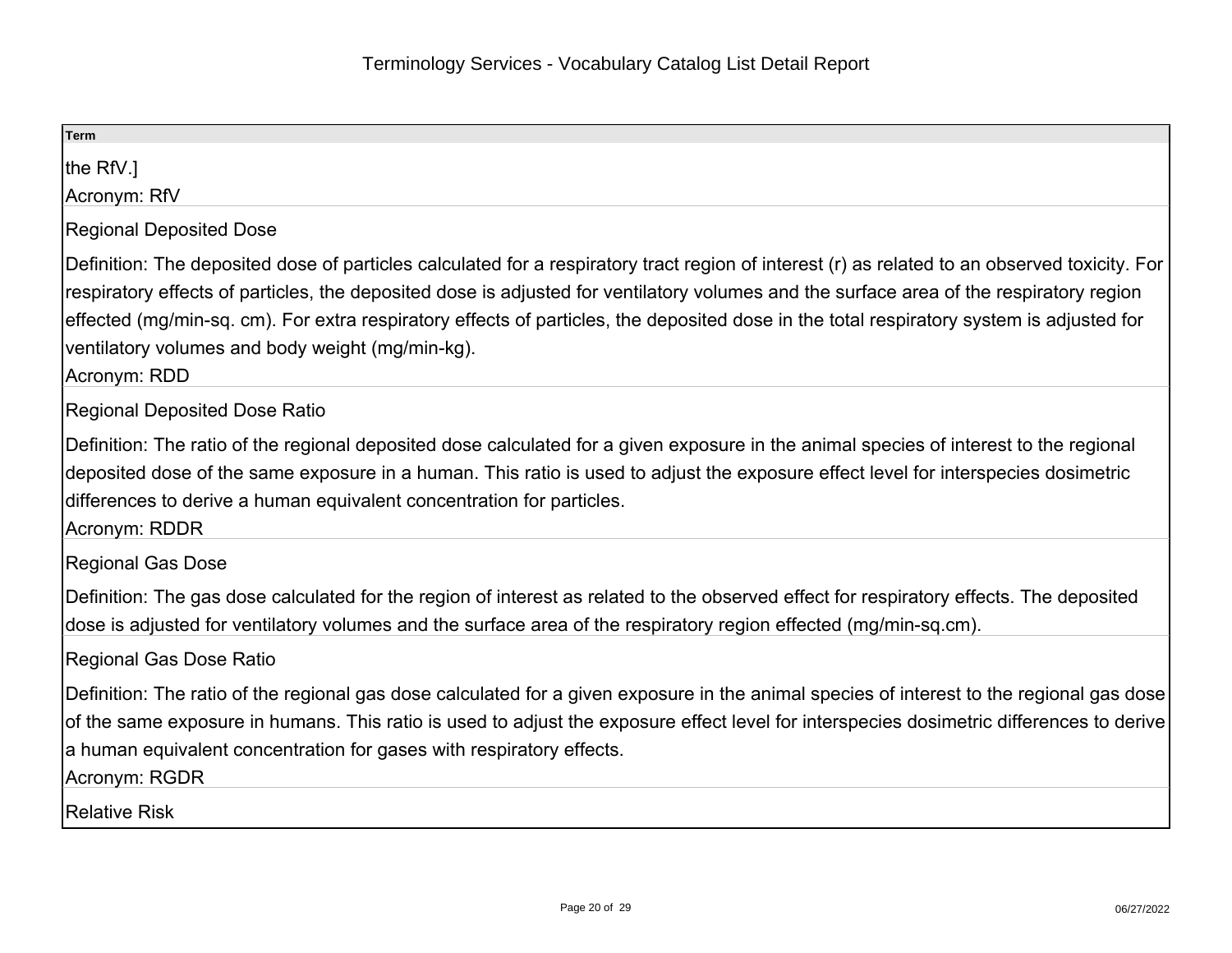| Term |
| --- |
| the RfV.]<br>Acronym: RfV |
| Regional Deposited Dose |
| Definition: The deposited dose of particles calculated for a respiratory tract region of interest (r) as related to an observed toxicity. For respiratory effects of particles, the deposited dose is adjusted for ventilatory volumes and the surface area of the respiratory region effected (mg/min-sq. cm). For extra respiratory effects of particles, the deposited dose in the total respiratory system is adjusted for ventilatory volumes and body weight (mg/min-kg).<br>Acronym: RDD |
| Regional Deposited Dose Ratio |
| Definition: The ratio of the regional deposited dose calculated for a given exposure in the animal species of interest to the regional deposited dose of the same exposure in a human. This ratio is used to adjust the exposure effect level for interspecies dosimetric differences to derive a human equivalent concentration for particles.<br>Acronym: RDDR |
| Regional Gas Dose |
| Definition: The gas dose calculated for the region of interest as related to the observed effect for respiratory effects. The deposited dose is adjusted for ventilatory volumes and the surface area of the respiratory region effected (mg/min-sq.cm). |
| Regional Gas Dose Ratio |
| Definition: The ratio of the regional gas dose calculated for a given exposure in the animal species of interest to the regional gas dose of the same exposure in humans. This ratio is used to adjust the exposure effect level for interspecies dosimetric differences to derive a human equivalent concentration for gases with respiratory effects.<br>Acronym: RGDR |
| Relative Risk |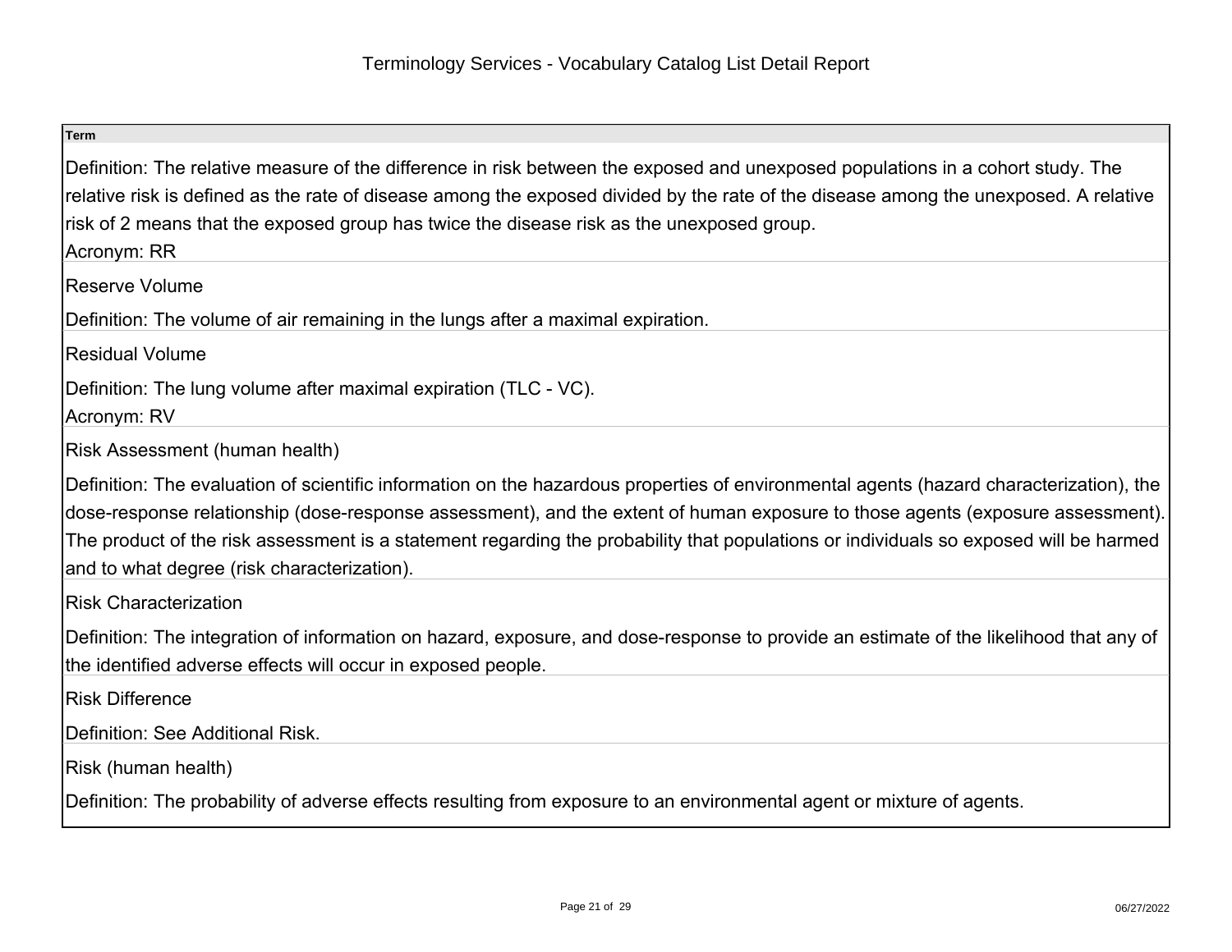# Terminology Services - Vocabulary Catalog List Detail Report

**Term**

Definition: The relative measure of the difference in risk between the exposed and unexposed populations in a cohort study. The relative risk is defined as the rate of disease among the exposed divided by the rate of the disease among the unexposed. A relative risk of 2 means that the exposed group has twice the disease risk as the unexposed group.
Acronym: RR

Reserve Volume

Definition: The volume of air remaining in the lungs after a maximal expiration.

Residual Volume

Definition: The lung volume after maximal expiration (TLC - VC).
Acronym: RV

Risk Assessment (human health)

Definition: The evaluation of scientific information on the hazardous properties of environmental agents (hazard characterization), the dose-response relationship (dose-response assessment), and the extent of human exposure to those agents (exposure assessment). The product of the risk assessment is a statement regarding the probability that populations or individuals so exposed will be harmed and to what degree (risk characterization).

Risk Characterization

Definition: The integration of information on hazard, exposure, and dose-response to provide an estimate of the likelihood that any of the identified adverse effects will occur in exposed people.

Risk Difference

Definition: See Additional Risk.

Risk (human health)

Definition: The probability of adverse effects resulting from exposure to an environmental agent or mixture of agents.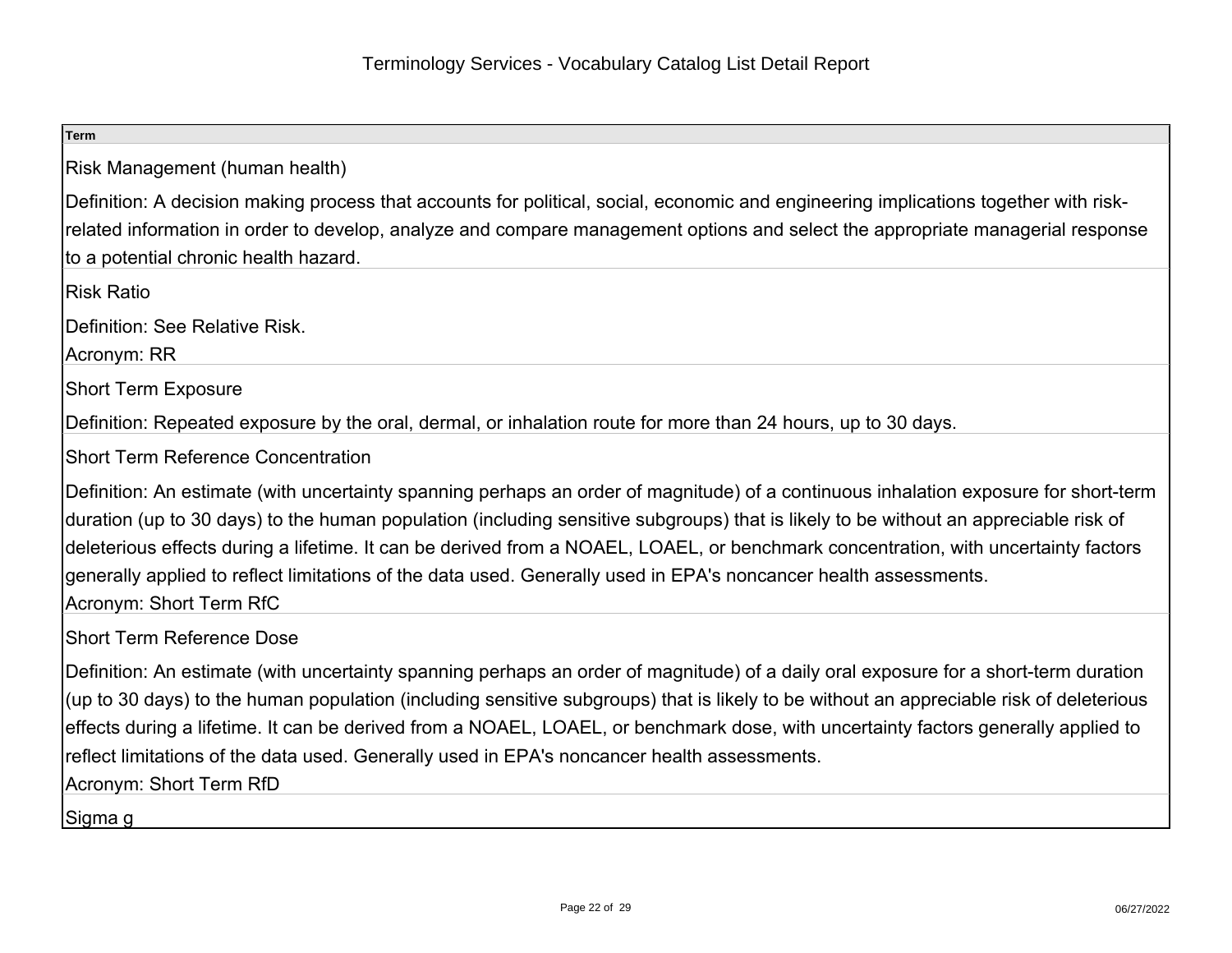# Terminology Services - Vocabulary Catalog List Detail Report

| Term |
| --- |
| Risk Management (human health)<br><br>Definition: A decision making process that accounts for political, social, economic and engineering implications together with risk-related information in order to develop, analyze and compare management options and select the appropriate managerial response to a potential chronic health hazard. |
| Risk Ratio<br><br>Definition: See Relative Risk.<br>Acronym: RR |
| Short Term Exposure<br><br>Definition: Repeated exposure by the oral, dermal, or inhalation route for more than 24 hours, up to 30 days. |
| Short Term Reference Concentration<br><br>Definition: An estimate (with uncertainty spanning perhaps an order of magnitude) of a continuous inhalation exposure for short-term duration (up to 30 days) to the human population (including sensitive subgroups) that is likely to be without an appreciable risk of deleterious effects during a lifetime. It can be derived from a NOAEL, LOAEL, or benchmark concentration, with uncertainty factors generally applied to reflect limitations of the data used. Generally used in EPA's noncancer health assessments.<br>Acronym: Short Term RfC |
| Short Term Reference Dose<br><br>Definition: An estimate (with uncertainty spanning perhaps an order of magnitude) of a daily oral exposure for a short-term duration (up to 30 days) to the human population (including sensitive subgroups) that is likely to be without an appreciable risk of deleterious effects during a lifetime. It can be derived from a NOAEL, LOAEL, or benchmark dose, with uncertainty factors generally applied to reflect limitations of the data used. Generally used in EPA's noncancer health assessments.<br>Acronym: Short Term RfD |
| Sigma g |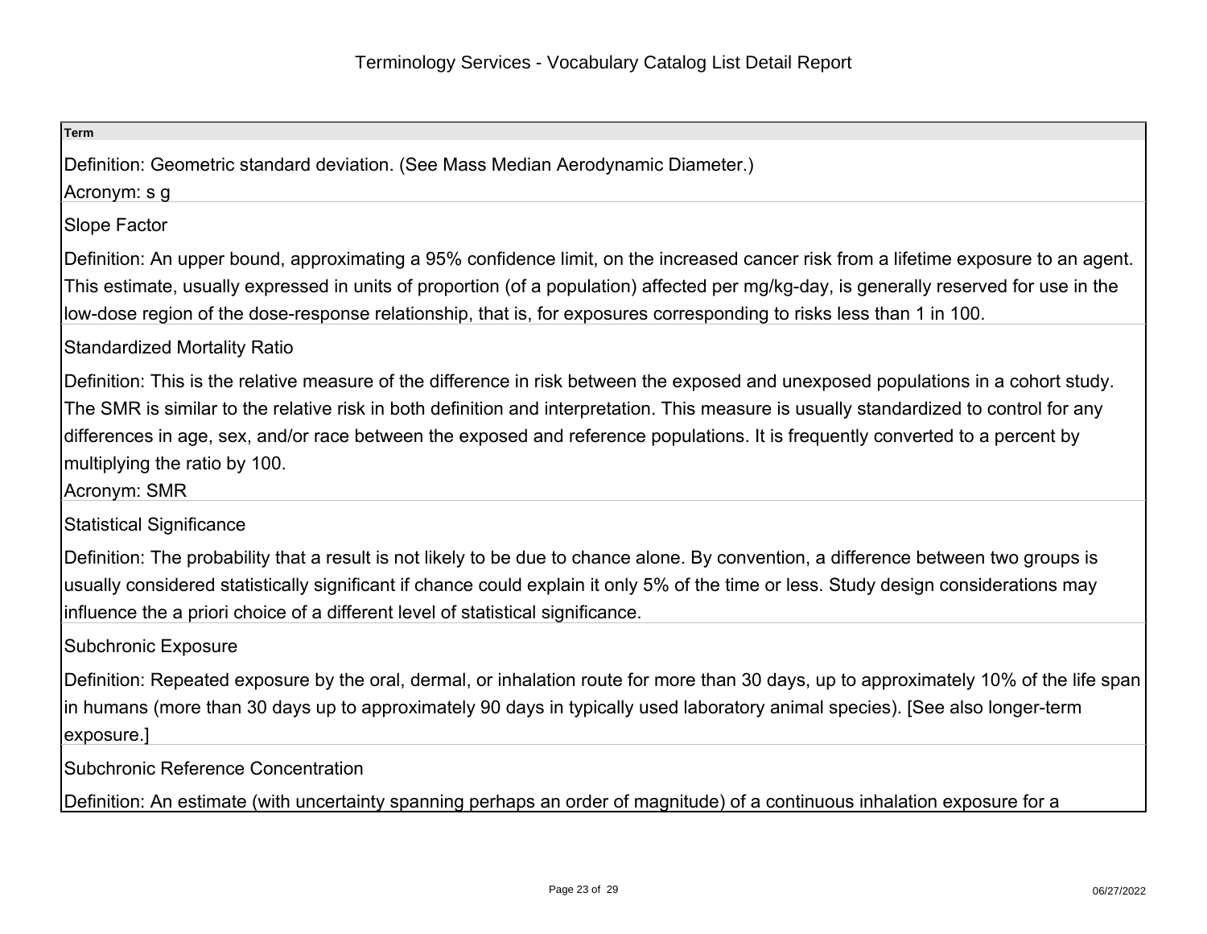# Terminology Services - Vocabulary Catalog List Detail Report

**Term**

Definition: Geometric standard deviation. (See Mass Median Aerodynamic Diameter.)
Acronym: s g

Slope Factor

Definition: An upper bound, approximating a 95% confidence limit, on the increased cancer risk from a lifetime exposure to an agent. This estimate, usually expressed in units of proportion (of a population) affected per mg/kg-day, is generally reserved for use in the low-dose region of the dose-response relationship, that is, for exposures corresponding to risks less than 1 in 100.

Standardized Mortality Ratio

Definition: This is the relative measure of the difference in risk between the exposed and unexposed populations in a cohort study. The SMR is similar to the relative risk in both definition and interpretation. This measure is usually standardized to control for any differences in age, sex, and/or race between the exposed and reference populations. It is frequently converted to a percent by multiplying the ratio by 100.
Acronym: SMR

Statistical Significance

Definition: The probability that a result is not likely to be due to chance alone. By convention, a difference between two groups is usually considered statistically significant if chance could explain it only 5% of the time or less. Study design considerations may influence the a priori choice of a different level of statistical significance.

Subchronic Exposure

Definition: Repeated exposure by the oral, dermal, or inhalation route for more than 30 days, up to approximately 10% of the life span in humans (more than 30 days up to approximately 90 days in typically used laboratory animal species). [See also longer-term exposure.]

Subchronic Reference Concentration

Definition: An estimate (with uncertainty spanning perhaps an order of magnitude) of a continuous inhalation exposure for a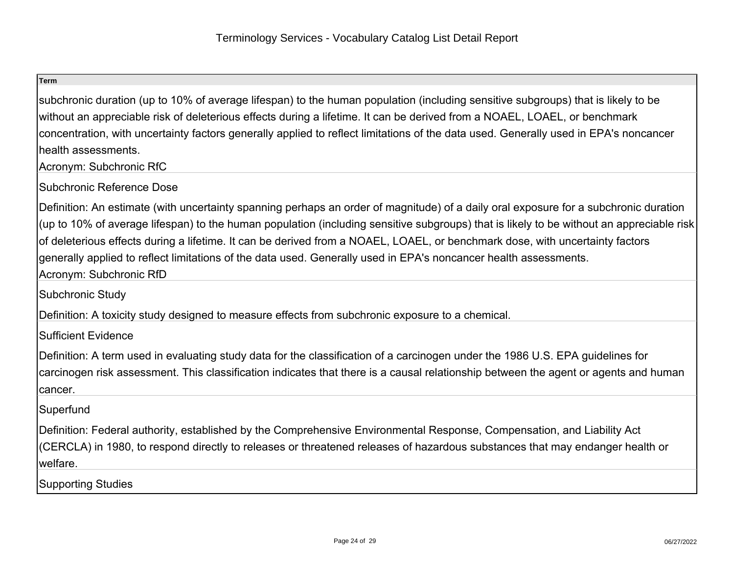**Term**

subchronic duration (up to 10% of average lifespan) to the human population (including sensitive subgroups) that is likely to be without an appreciable risk of deleterious effects during a lifetime. It can be derived from a NOAEL, LOAEL, or benchmark concentration, with uncertainty factors generally applied to reflect limitations of the data used. Generally used in EPA's noncancer health assessments.
Acronym: Subchronic RfC

Subchronic Reference Dose

Definition: An estimate (with uncertainty spanning perhaps an order of magnitude) of a daily oral exposure for a subchronic duration (up to 10% of average lifespan) to the human population (including sensitive subgroups) that is likely to be without an appreciable risk of deleterious effects during a lifetime. It can be derived from a NOAEL, LOAEL, or benchmark dose, with uncertainty factors generally applied to reflect limitations of the data used. Generally used in EPA's noncancer health assessments.
Acronym: Subchronic RfD

Subchronic Study

Definition: A toxicity study designed to measure effects from subchronic exposure to a chemical.

Sufficient Evidence

Definition: A term used in evaluating study data for the classification of a carcinogen under the 1986 U.S. EPA guidelines for carcinogen risk assessment. This classification indicates that there is a causal relationship between the agent or agents and human cancer.

Superfund

Definition: Federal authority, established by the Comprehensive Environmental Response, Compensation, and Liability Act (CERCLA) in 1980, to respond directly to releases or threatened releases of hazardous substances that may endanger health or welfare.

Supporting Studies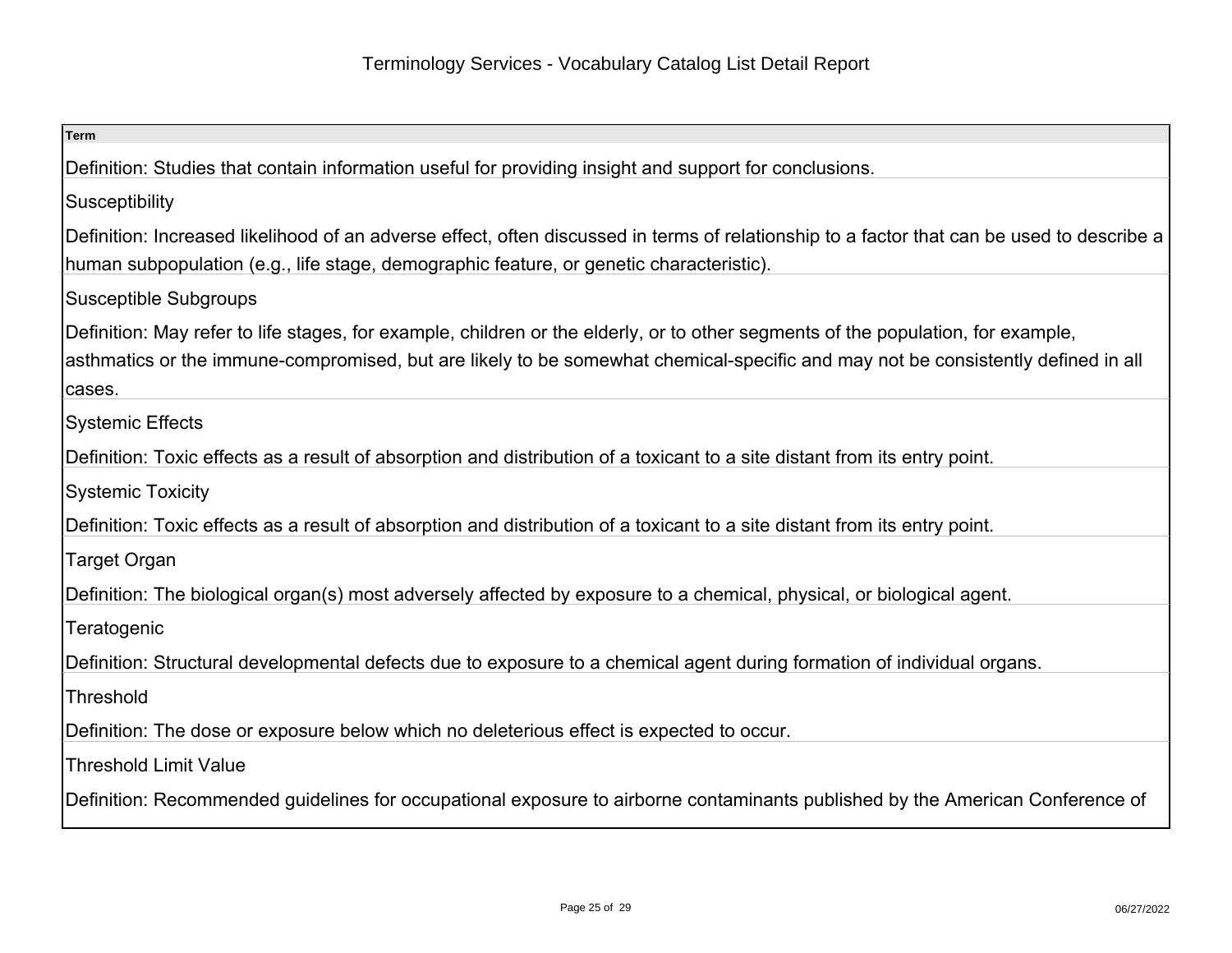| Term |
| --- |
| Definition: Studies that contain information useful for providing insight and support for conclusions. |
| Susceptibility |
| Definition: Increased likelihood of an adverse effect, often discussed in terms of relationship to a factor that can be used to describe a human subpopulation (e.g., life stage, demographic feature, or genetic characteristic). |
| Susceptible Subgroups |
| Definition: May refer to life stages, for example, children or the elderly, or to other segments of the population, for example, asthmatics or the immune-compromised, but are likely to be somewhat chemical-specific and may not be consistently defined in all cases. |
| Systemic Effects |
| Definition: Toxic effects as a result of absorption and distribution of a toxicant to a site distant from its entry point. |
| Systemic Toxicity |
| Definition: Toxic effects as a result of absorption and distribution of a toxicant to a site distant from its entry point. |
| Target Organ |
| Definition: The biological organ(s) most adversely affected by exposure to a chemical, physical, or biological agent. |
| Teratogenic |
| Definition: Structural developmental defects due to exposure to a chemical agent during formation of individual organs. |
| Threshold |
| Definition: The dose or exposure below which no deleterious effect is expected to occur. |
| Threshold Limit Value |
| Definition: Recommended guidelines for occupational exposure to airborne contaminants published by the American Conference of |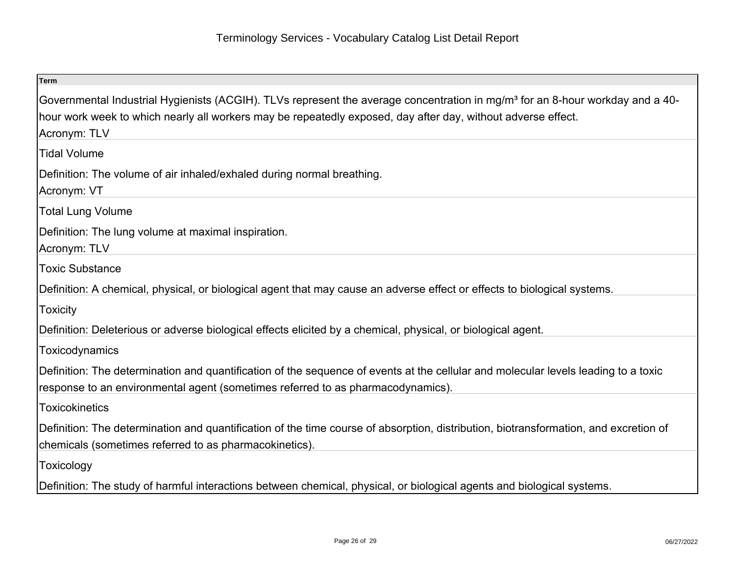Terminology Services - Vocabulary Catalog List Detail Report

| Term |
|---|
| Governmental Industrial Hygienists (ACGIH). TLVs represent the average concentration in mg/m³ for an 8-hour workday and a 40-hour work week to which nearly all workers may be repeatedly exposed, day after day, without adverse effect.<br>Acronym: TLV |
| Tidal Volume<br><br>Definition: The volume of air inhaled/exhaled during normal breathing.<br>Acronym: VT |
| Total Lung Volume<br><br>Definition: The lung volume at maximal inspiration.<br>Acronym: TLV |
| Toxic Substance<br><br>Definition: A chemical, physical, or biological agent that may cause an adverse effect or effects to biological systems. |
| Toxicity<br><br>Definition: Deleterious or adverse biological effects elicited by a chemical, physical, or biological agent. |
| Toxicodynamics<br><br>Definition: The determination and quantification of the sequence of events at the cellular and molecular levels leading to a toxic response to an environmental agent (sometimes referred to as pharmacodynamics). |
| Toxicokinetics<br><br>Definition: The determination and quantification of the time course of absorption, distribution, biotransformation, and excretion of chemicals (sometimes referred to as pharmacokinetics). |
| Toxicology<br><br>Definition: The study of harmful interactions between chemical, physical, or biological agents and biological systems. |

06/27/2022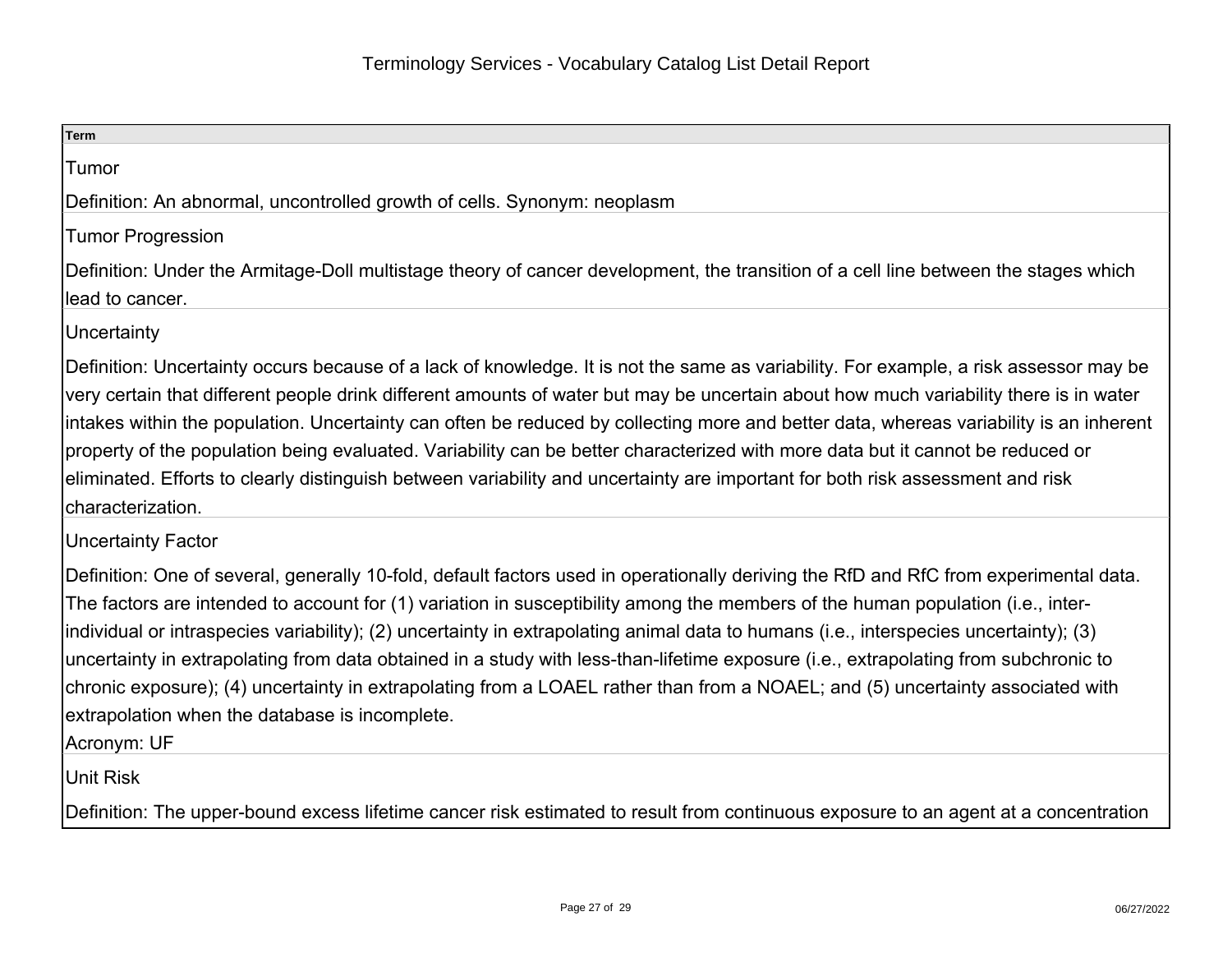| Term |
|---|
| Tumor<br><br>Definition: An abnormal, uncontrolled growth of cells. Synonym: neoplasm |
| Tumor Progression<br><br>Definition: Under the Armitage-Doll multistage theory of cancer development, the transition of a cell line between the stages which lead to cancer. |
| Uncertainty<br><br>Definition: Uncertainty occurs because of a lack of knowledge. It is not the same as variability. For example, a risk assessor may be very certain that different people drink different amounts of water but may be uncertain about how much variability there is in water intakes within the population. Uncertainty can often be reduced by collecting more and better data, whereas variability is an inherent property of the population being evaluated. Variability can be better characterized with more data but it cannot be reduced or eliminated. Efforts to clearly distinguish between variability and uncertainty are important for both risk assessment and risk characterization. |
| Uncertainty Factor<br><br>Definition: One of several, generally 10-fold, default factors used in operationally deriving the RfD and RfC from experimental data. The factors are intended to account for (1) variation in susceptibility among the members of the human population (i.e., inter-individual or intraspecies variability); (2) uncertainty in extrapolating animal data to humans (i.e., interspecies uncertainty); (3) uncertainty in extrapolating from data obtained in a study with less-than-lifetime exposure (i.e., extrapolating from subchronic to chronic exposure); (4) uncertainty in extrapolating from a LOAEL rather than from a NOAEL; and (5) uncertainty associated with extrapolation when the database is incomplete.<br>Acronym: UF |
| Unit Risk<br><br>Definition: The upper-bound excess lifetime cancer risk estimated to result from continuous exposure to an agent at a concentration |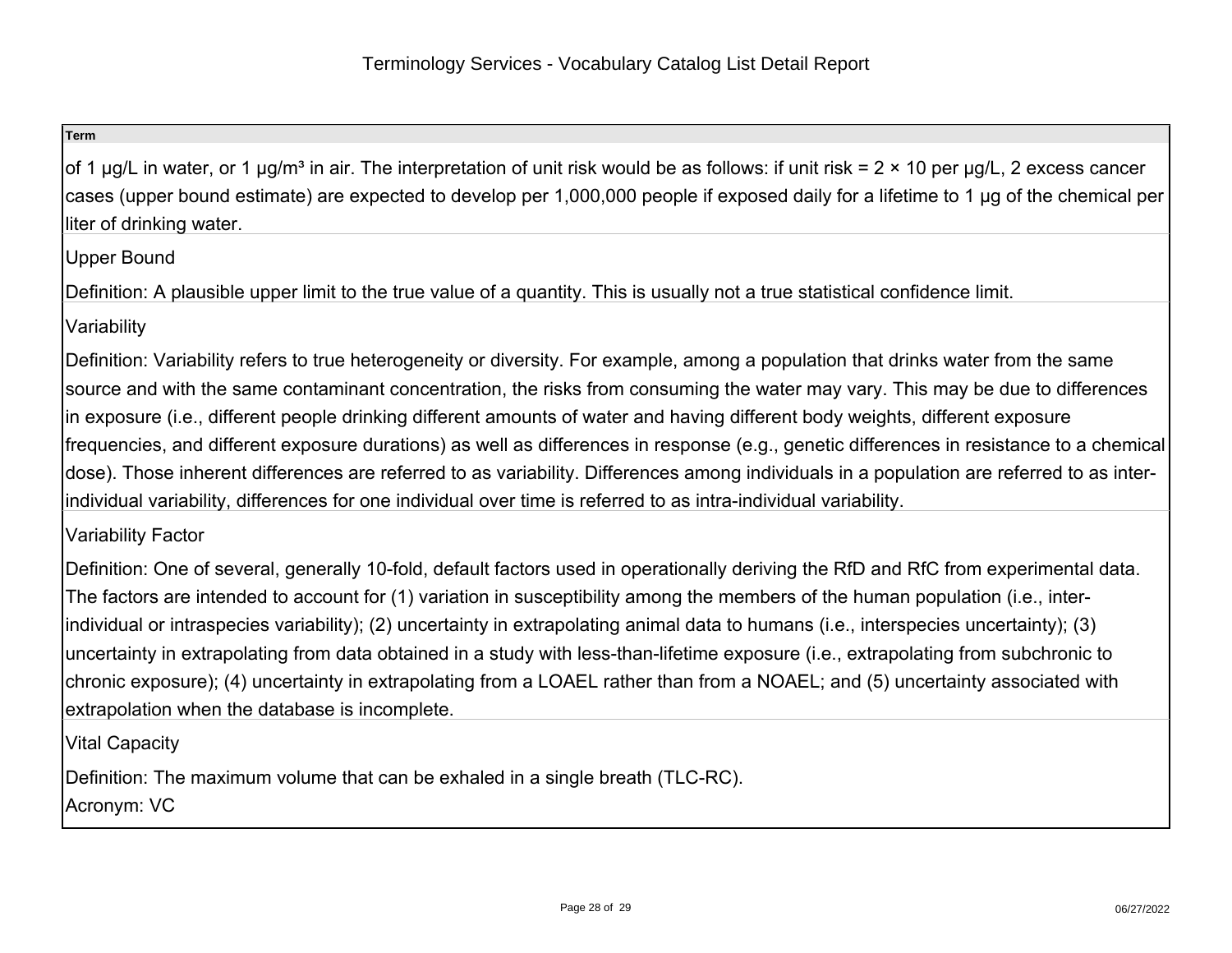**Term**

of 1 µg/L in water, or 1 µg/m³ in air. The interpretation of unit risk would be as follows: if unit risk = 2 × 10 per µg/L, 2 excess cancer cases (upper bound estimate) are expected to develop per 1,000,000 people if exposed daily for a lifetime to 1 µg of the chemical per liter of drinking water.

Upper Bound

Definition: A plausible upper limit to the true value of a quantity. This is usually not a true statistical confidence limit.

Variability

Definition: Variability refers to true heterogeneity or diversity. For example, among a population that drinks water from the same source and with the same contaminant concentration, the risks from consuming the water may vary. This may be due to differences in exposure (i.e., different people drinking different amounts of water and having different body weights, different exposure frequencies, and different exposure durations) as well as differences in response (e.g., genetic differences in resistance to a chemical dose). Those inherent differences are referred to as variability. Differences among individuals in a population are referred to as inter-individual variability, differences for one individual over time is referred to as intra-individual variability.

Variability Factor

Definition: One of several, generally 10-fold, default factors used in operationally deriving the RfD and RfC from experimental data. The factors are intended to account for (1) variation in susceptibility among the members of the human population (i.e., inter-individual or intraspecies variability); (2) uncertainty in extrapolating animal data to humans (i.e., interspecies uncertainty); (3) uncertainty in extrapolating from data obtained in a study with less-than-lifetime exposure (i.e., extrapolating from subchronic to chronic exposure); (4) uncertainty in extrapolating from a LOAEL rather than from a NOAEL; and (5) uncertainty associated with extrapolation when the database is incomplete.

Vital Capacity

Definition: The maximum volume that can be exhaled in a single breath (TLC-RC).
Acronym: VC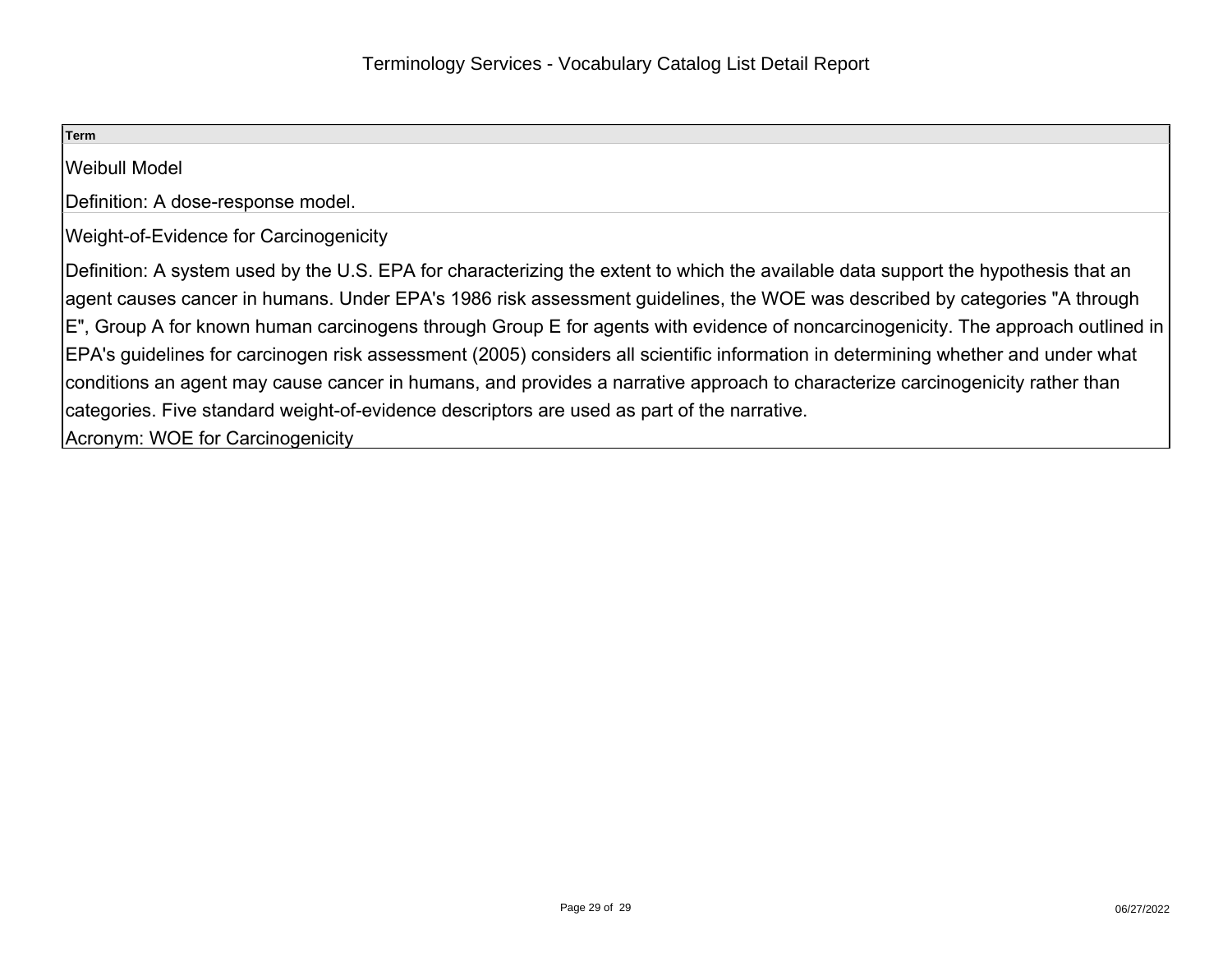| Term |
| --- |
| Weibull Model<br><br>Definition: A dose-response model. |
| Weight-of-Evidence for Carcinogenicity<br><br>Definition: A system used by the U.S. EPA for characterizing the extent to which the available data support the hypothesis that an agent causes cancer in humans. Under EPA's 1986 risk assessment guidelines, the WOE was described by categories "A through E", Group A for known human carcinogens through Group E for agents with evidence of noncarcinogenicity. The approach outlined in EPA's guidelines for carcinogen risk assessment (2005) considers all scientific information in determining whether and under what conditions an agent may cause cancer in humans, and provides a narrative approach to characterize carcinogenicity rather than categories. Five standard weight-of-evidence descriptors are used as part of the narrative.<br>Acronym: WOE for Carcinogenicity |